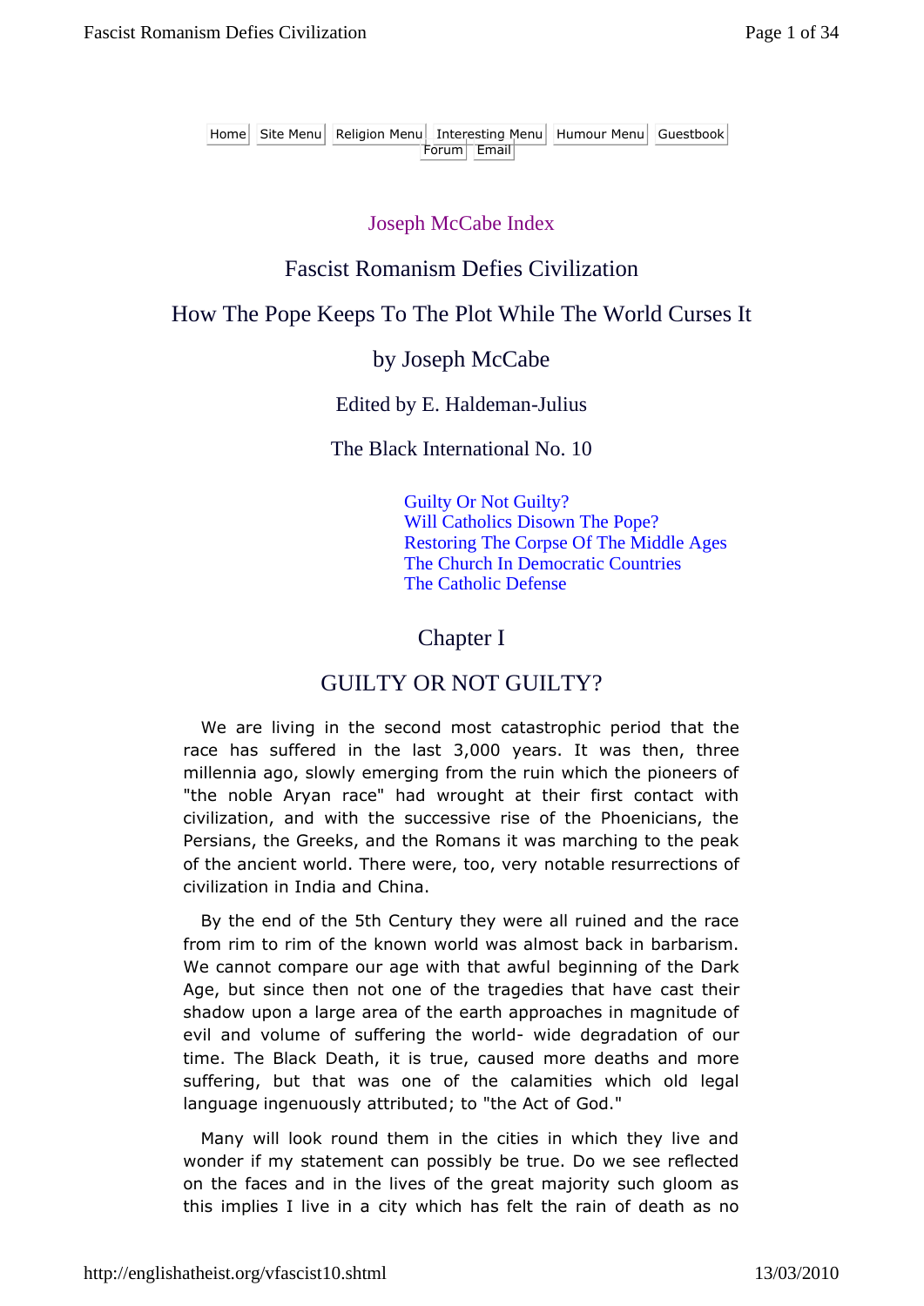Home | Site Menu | Religion Menu | Interesting Menu | Humour Menu | Guestbook | Forum | Email

Joseph McCabe Index

# Fascist Romanism Defies Civilization

## How The Pope Keeps To The Plot While The World Curses It

### by Joseph McCabe

Edited by E. Haldeman-Julius

The Black International No. 10

- Guilty Or Not Guilty?
- Will Catholics Disown The Pope?
- Restoring The Corpse Of The Middle Ages
- The Church In Democratic Countries
- The Catholic Defense

## Chapter I

## GUILTY OR NOT GUILTY?

We are living in the second most catastrophic period that the race has suffered in the last 3,000 years. It was then, three millennia ago, slowly emerging from the ruin which the pioneers of "the noble Aryan race" had wrought at their first contact with civilization, and with the successive rise of the Phoenicians, the Persians, the Greeks, and the Romans it was marching to the peak of the ancient world. There were, too, very notable resurrections of civilization in India and China.

By the end of the 5th Century they were all ruined and the race from rim to rim of the known world was almost back in barbarism. We cannot compare our age with that awful beginning of the Dark Age, but since then not one of the tragedies that have cast their shadow upon a large area of the earth approaches in magnitude of evil and volume of suffering the world- wide degradation of our time. The Black Death, it is true, caused more deaths and more suffering, but that was one of the calamities which old legal language ingenuously attributed; to "the Act of God."

Many will look round them in the cities in which they live and wonder if my statement can possibly be true. Do we see reflected on the faces and in the lives of the great majority such gloom as this implies I live in a city which has felt the rain of death as no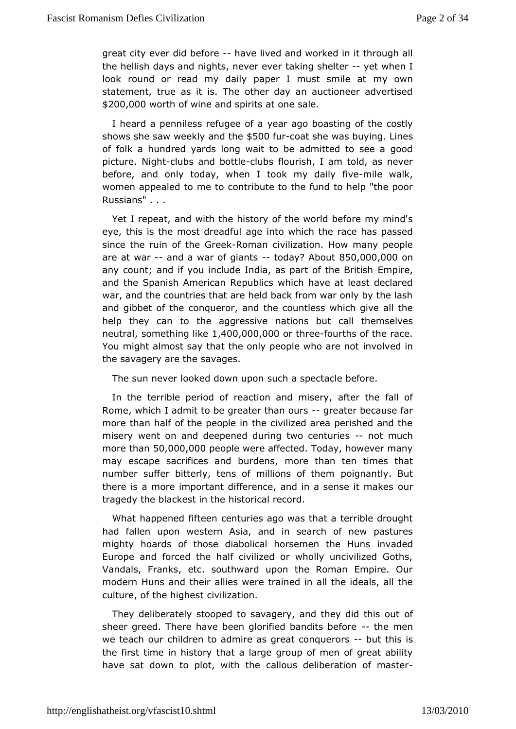great city ever did before -- have lived and worked in it through all the hellish days and nights, never ever taking shelter -- yet when I look round or read my daily paper I must smile at my own statement, true as it is. The other day an auctioneer advertised $200,000 worth of wine and spirits at one sale.

I heard a penniless refugee of a year ago boasting of the costly shows she saw weekly and the $500 fur-coat she was buying. Lines of folk a hundred yards long wait to be admitted to see a good picture. Night-clubs and bottle-clubs flourish, I am told, as never before, and only today, when I took my daily five-mile walk, women appealed to me to contribute to the fund to help "the poor Russians" . . .

Yet I repeat, and with the history of the world before my mind's eye, this is the most dreadful age into which the race has passed since the ruin of the Greek-Roman civilization. How many people are at war -- and a war of giants -- today? About 850,000,000 on any count; and if you include India, as part of the British Empire, and the Spanish American Republics which have at least declared war, and the countries that are held back from war only by the lash and gibbet of the conqueror, and the countless which give all the help they can to the aggressive nations but call themselves neutral, something like 1,400,000,000 or three-fourths of the race. You might almost say that the only people who are not involved in the savagery are the savages.

The sun never looked down upon such a spectacle before.

In the terrible period of reaction and misery, after the fall of Rome, which I admit to be greater than ours -- greater because far more than half of the people in the civilized area perished and the misery went on and deepened during two centuries -- not much more than 50,000,000 people were affected. Today, however many may escape sacrifices and burdens, more than ten times that number suffer bitterly, tens of millions of them poignantly. But there is a more important difference, and in a sense it makes our tragedy the blackest in the historical record.

What happened fifteen centuries ago was that a terrible drought had fallen upon western Asia, and in search of new pastures mighty hoards of those diabolical horsemen the Huns invaded Europe and forced the half civilized or wholly uncivilized Goths, Vandals, Franks, etc. southward upon the Roman Empire. Our modern Huns and their allies were trained in all the ideals, all the culture, of the highest civilization.

They deliberately stooped to savagery, and they did this out of sheer greed. There have been glorified bandits before -- the men we teach our children to admire as great conquerors -- but this is the first time in history that a large group of men of great ability have sat down to plot, with the callous deliberation of master-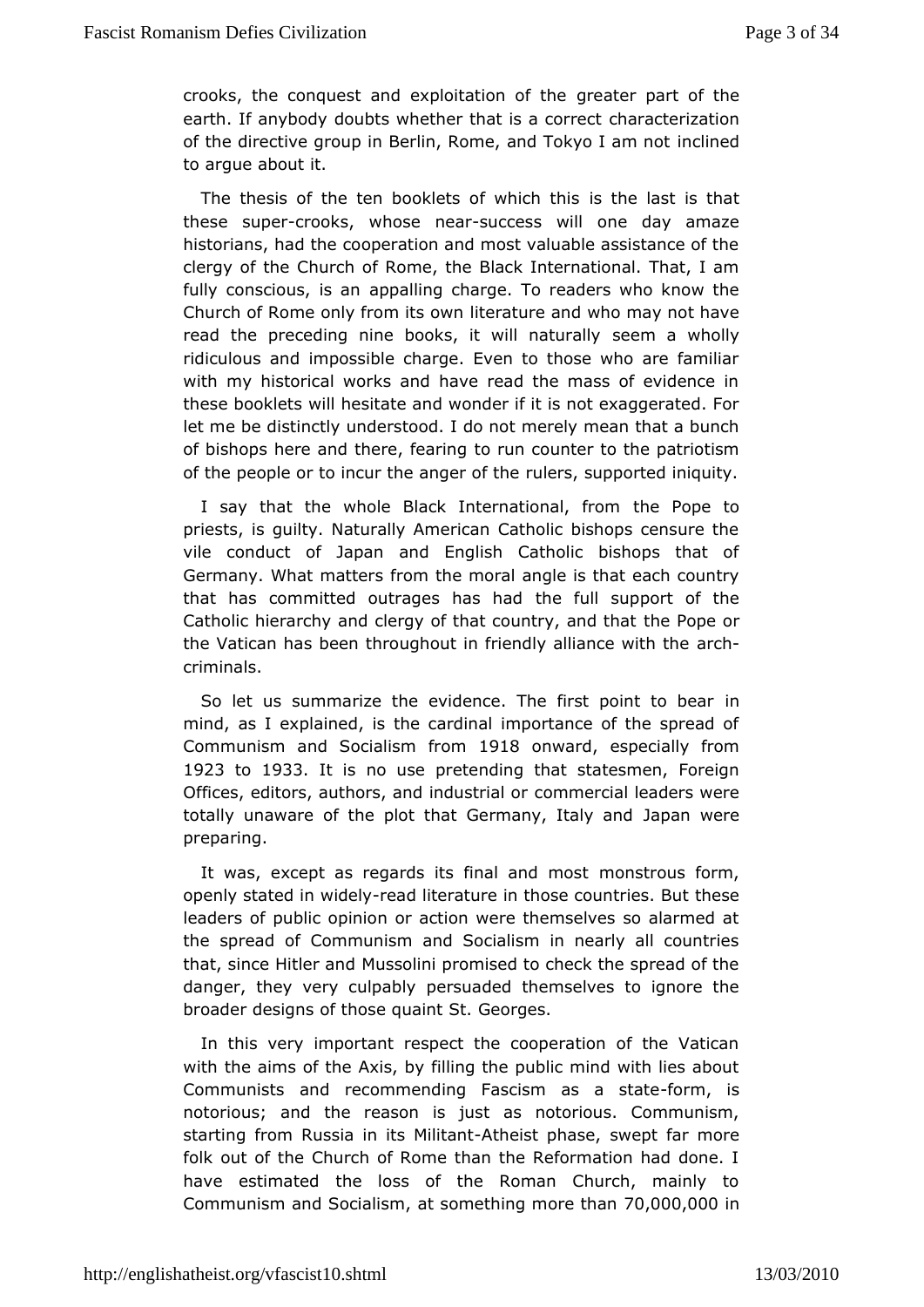crooks, the conquest and exploitation of the greater part of the earth. If anybody doubts whether that is a correct characterization of the directive group in Berlin, Rome, and Tokyo I am not inclined to argue about it.

The thesis of the ten booklets of which this is the last is that these super-crooks, whose near-success will one day amaze historians, had the cooperation and most valuable assistance of the clergy of the Church of Rome, the Black International. That, I am fully conscious, is an appalling charge. To readers who know the Church of Rome only from its own literature and who may not have read the preceding nine books, it will naturally seem a wholly ridiculous and impossible charge. Even to those who are familiar with my historical works and have read the mass of evidence in these booklets will hesitate and wonder if it is not exaggerated. For let me be distinctly understood. I do not merely mean that a bunch of bishops here and there, fearing to run counter to the patriotism of the people or to incur the anger of the rulers, supported iniquity.

I say that the whole Black International, from the Pope to priests, is guilty. Naturally American Catholic bishops censure the vile conduct of Japan and English Catholic bishops that of Germany. What matters from the moral angle is that each country that has committed outrages has had the full support of the Catholic hierarchy and clergy of that country, and that the Pope or the Vatican has been throughout in friendly alliance with the arch-criminals.

So let us summarize the evidence. The first point to bear in mind, as I explained, is the cardinal importance of the spread of Communism and Socialism from 1918 onward, especially from 1923 to 1933. It is no use pretending that statesmen, Foreign Offices, editors, authors, and industrial or commercial leaders were totally unaware of the plot that Germany, Italy and Japan were preparing.

It was, except as regards its final and most monstrous form, openly stated in widely-read literature in those countries. But these leaders of public opinion or action were themselves so alarmed at the spread of Communism and Socialism in nearly all countries that, since Hitler and Mussolini promised to check the spread of the danger, they very culpably persuaded themselves to ignore the broader designs of those quaint St. Georges.

In this very important respect the cooperation of the Vatican with the aims of the Axis, by filling the public mind with lies about Communists and recommending Fascism as a state-form, is notorious; and the reason is just as notorious. Communism, starting from Russia in its Militant-Atheist phase, swept far more folk out of the Church of Rome than the Reformation had done. I have estimated the loss of the Roman Church, mainly to Communism and Socialism, at something more than 70,000,000 in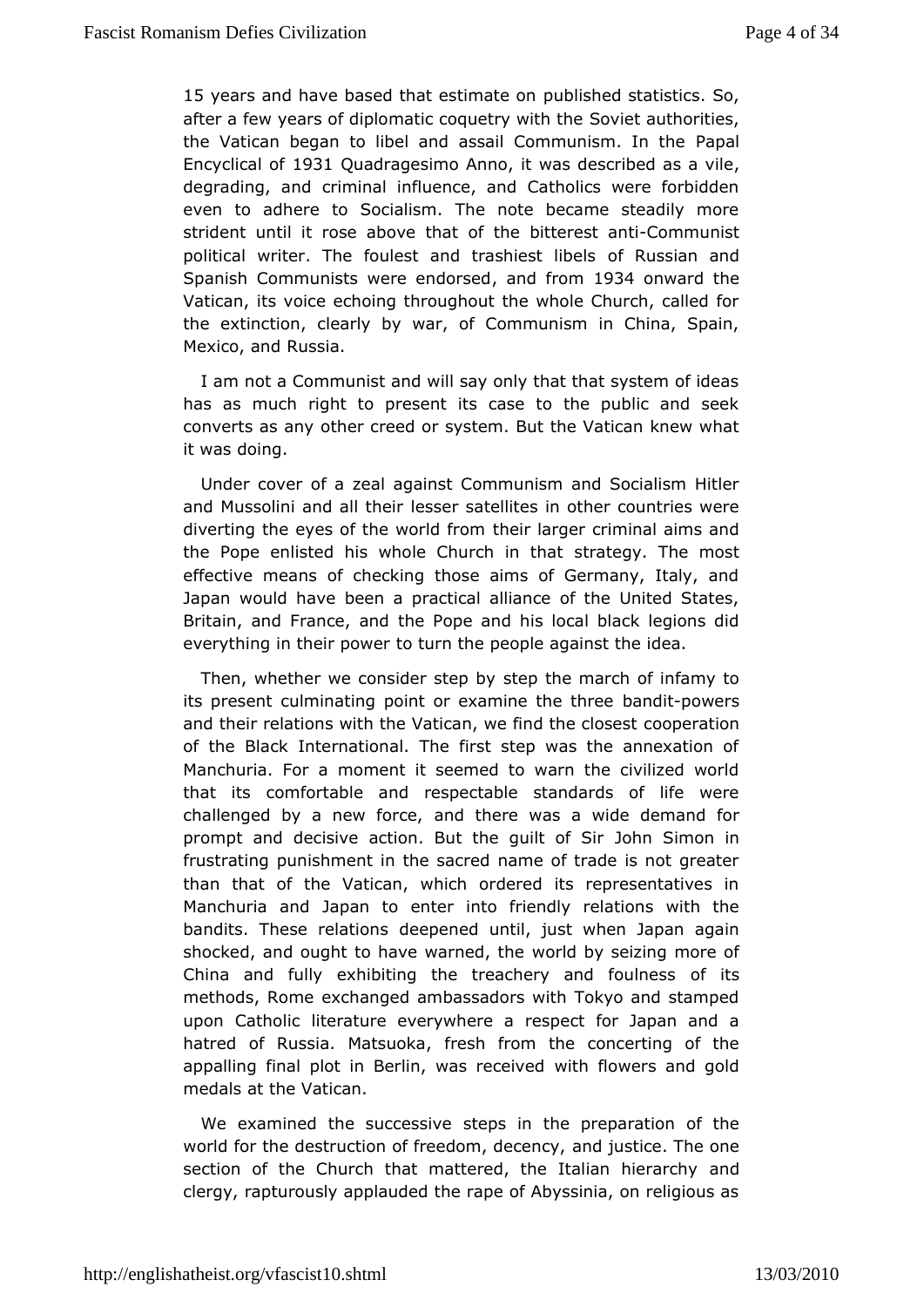15 years and have based that estimate on published statistics. So, after a few years of diplomatic coquetry with the Soviet authorities, the Vatican began to libel and assail Communism. In the Papal Encyclical of 1931 Quadragesimo Anno, it was described as a vile, degrading, and criminal influence, and Catholics were forbidden even to adhere to Socialism. The note became steadily more strident until it rose above that of the bitterest anti-Communist political writer. The foulest and trashiest libels of Russian and Spanish Communists were endorsed, and from 1934 onward the Vatican, its voice echoing throughout the whole Church, called for the extinction, clearly by war, of Communism in China, Spain, Mexico, and Russia.

I am not a Communist and will say only that that system of ideas has as much right to present its case to the public and seek converts as any other creed or system. But the Vatican knew what it was doing.

Under cover of a zeal against Communism and Socialism Hitler and Mussolini and all their lesser satellites in other countries were diverting the eyes of the world from their larger criminal aims and the Pope enlisted his whole Church in that strategy. The most effective means of checking those aims of Germany, Italy, and Japan would have been a practical alliance of the United States, Britain, and France, and the Pope and his local black legions did everything in their power to turn the people against the idea.

Then, whether we consider step by step the march of infamy to its present culminating point or examine the three bandit-powers and their relations with the Vatican, we find the closest cooperation of the Black International. The first step was the annexation of Manchuria. For a moment it seemed to warn the civilized world that its comfortable and respectable standards of life were challenged by a new force, and there was a wide demand for prompt and decisive action. But the guilt of Sir John Simon in frustrating punishment in the sacred name of trade is not greater than that of the Vatican, which ordered its representatives in Manchuria and Japan to enter into friendly relations with the bandits. These relations deepened until, just when Japan again shocked, and ought to have warned, the world by seizing more of China and fully exhibiting the treachery and foulness of its methods, Rome exchanged ambassadors with Tokyo and stamped upon Catholic literature everywhere a respect for Japan and a hatred of Russia. Matsuoka, fresh from the concerting of the appalling final plot in Berlin, was received with flowers and gold medals at the Vatican.

We examined the successive steps in the preparation of the world for the destruction of freedom, decency, and justice. The one section of the Church that mattered, the Italian hierarchy and clergy, rapturously applauded the rape of Abyssinia, on religious as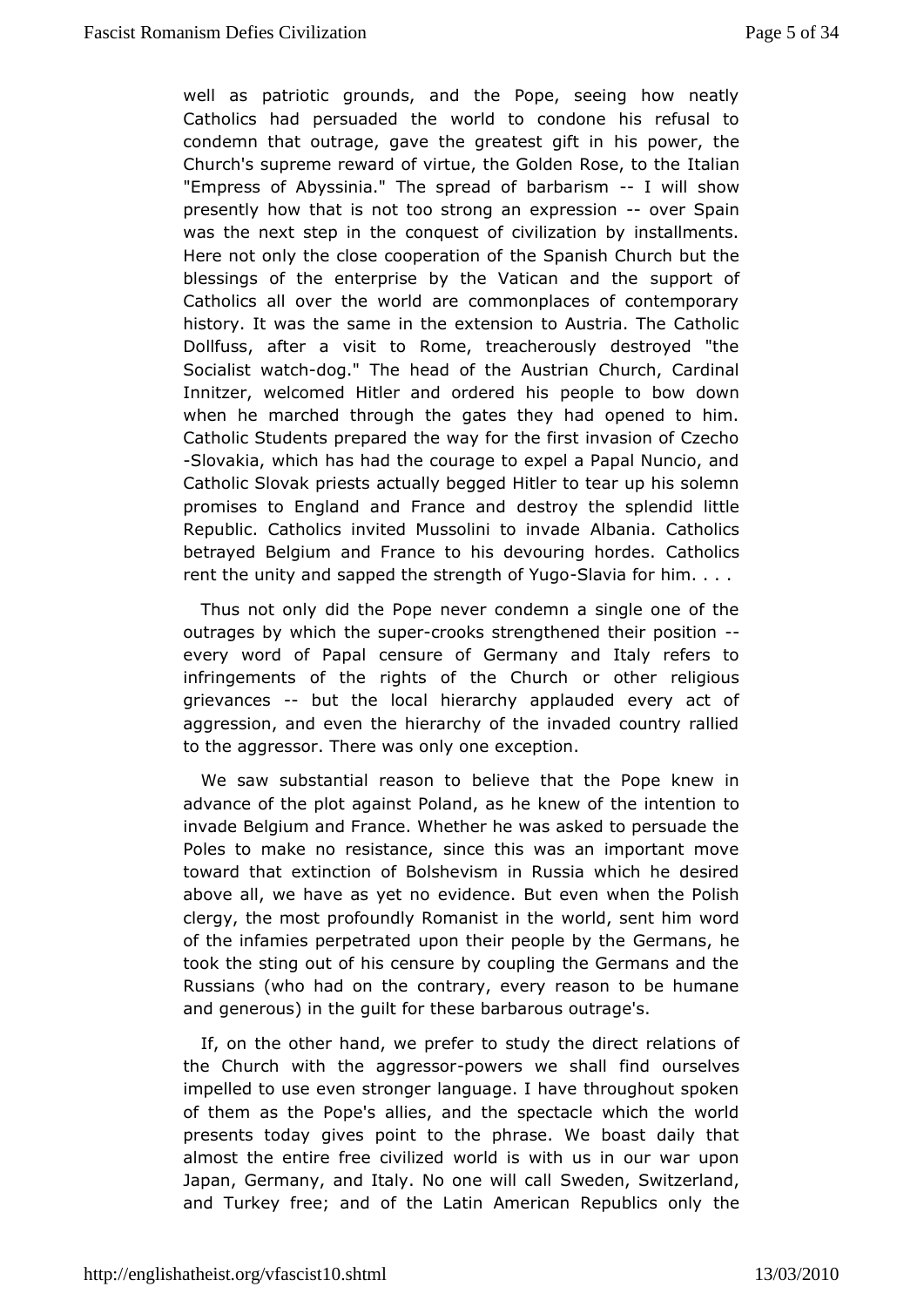well as patriotic grounds, and the Pope, seeing how neatly Catholics had persuaded the world to condone his refusal to condemn that outrage, gave the greatest gift in his power, the Church's supreme reward of virtue, the Golden Rose, to the Italian "Empress of Abyssinia." The spread of barbarism -- I will show presently how that is not too strong an expression -- over Spain was the next step in the conquest of civilization by installments. Here not only the close cooperation of the Spanish Church but the blessings of the enterprise by the Vatican and the support of Catholics all over the world are commonplaces of contemporary history. It was the same in the extension to Austria. The Catholic Dollfuss, after a visit to Rome, treacherously destroyed "the Socialist watch-dog." The head of the Austrian Church, Cardinal Innitzer, welcomed Hitler and ordered his people to bow down when he marched through the gates they had opened to him. Catholic Students prepared the way for the first invasion of Czecho-Slovakia, which has had the courage to expel a Papal Nuncio, and Catholic Slovak priests actually begged Hitler to tear up his solemn promises to England and France and destroy the splendid little Republic. Catholics invited Mussolini to invade Albania. Catholics betrayed Belgium and France to his devouring hordes. Catholics rent the unity and sapped the strength of Yugo-Slavia for him. . . .

Thus not only did the Pope never condemn a single one of the outrages by which the super-crooks strengthened their position -- every word of Papal censure of Germany and Italy refers to infringements of the rights of the Church or other religious grievances -- but the local hierarchy applauded every act of aggression, and even the hierarchy of the invaded country rallied to the aggressor. There was only one exception.

We saw substantial reason to believe that the Pope knew in advance of the plot against Poland, as he knew of the intention to invade Belgium and France. Whether he was asked to persuade the Poles to make no resistance, since this was an important move toward that extinction of Bolshevism in Russia which he desired above all, we have as yet no evidence. But even when the Polish clergy, the most profoundly Romanist in the world, sent him word of the infamies perpetrated upon their people by the Germans, he took the sting out of his censure by coupling the Germans and the Russians (who had on the contrary, every reason to be humane and generous) in the guilt for these barbarous outrage's.

If, on the other hand, we prefer to study the direct relations of the Church with the aggressor-powers we shall find ourselves impelled to use even stronger language. I have throughout spoken of them as the Pope's allies, and the spectacle which the world presents today gives point to the phrase. We boast daily that almost the entire free civilized world is with us in our war upon Japan, Germany, and Italy. No one will call Sweden, Switzerland, and Turkey free; and of the Latin American Republics only the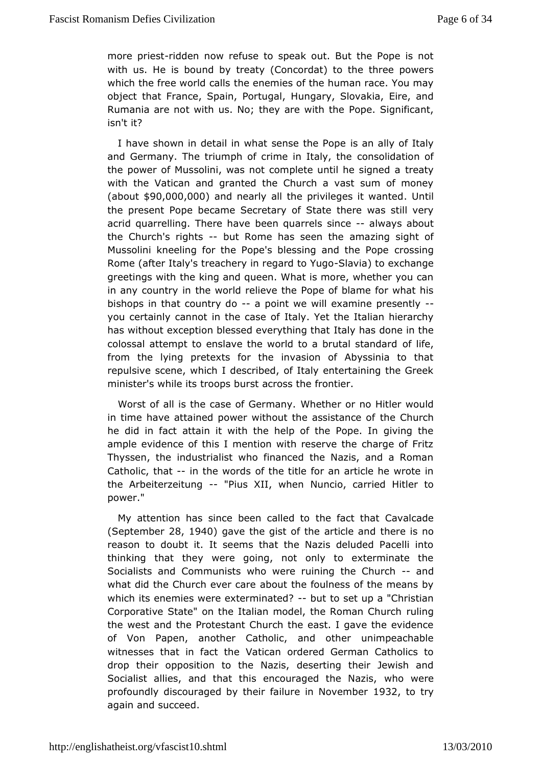more priest-ridden now refuse to speak out. But the Pope is not with us. He is bound by treaty (Concordat) to the three powers which the free world calls the enemies of the human race. You may object that France, Spain, Portugal, Hungary, Slovakia, Eire, and Rumania are not with us. No; they are with the Pope. Significant, isn't it?

I have shown in detail in what sense the Pope is an ally of Italy and Germany. The triumph of crime in Italy, the consolidation of the power of Mussolini, was not complete until he signed a treaty with the Vatican and granted the Church a vast sum of money (about $90,000,000) and nearly all the privileges it wanted. Until the present Pope became Secretary of State there was still very acrid quarrelling. There have been quarrels since -- always about the Church's rights -- but Rome has seen the amazing sight of Mussolini kneeling for the Pope's blessing and the Pope crossing Rome (after Italy's treachery in regard to Yugo-Slavia) to exchange greetings with the king and queen. What is more, whether you can in any country in the world relieve the Pope of blame for what his bishops in that country do -- a point we will examine presently -- you certainly cannot in the case of Italy. Yet the Italian hierarchy has without exception blessed everything that Italy has done in the colossal attempt to enslave the world to a brutal standard of life, from the lying pretexts for the invasion of Abyssinia to that repulsive scene, which I described, of Italy entertaining the Greek minister's while its troops burst across the frontier.

Worst of all is the case of Germany. Whether or no Hitler would in time have attained power without the assistance of the Church he did in fact attain it with the help of the Pope. In giving the ample evidence of this I mention with reserve the charge of Fritz Thyssen, the industrialist who financed the Nazis, and a Roman Catholic, that -- in the words of the title for an article he wrote in the Arbeiterzeitung -- "Pius XII, when Nuncio, carried Hitler to power."

My attention has since been called to the fact that Cavalcade (September 28, 1940) gave the gist of the article and there is no reason to doubt it. It seems that the Nazis deluded Pacelli into thinking that they were going, not only to exterminate the Socialists and Communists who were ruining the Church -- and what did the Church ever care about the foulness of the means by which its enemies were exterminated? -- but to set up a "Christian Corporative State" on the Italian model, the Roman Church ruling the west and the Protestant Church the east. I gave the evidence of Von Papen, another Catholic, and other unimpeachable witnesses that in fact the Vatican ordered German Catholics to drop their opposition to the Nazis, deserting their Jewish and Socialist allies, and that this encouraged the Nazis, who were profoundly discouraged by their failure in November 1932, to try again and succeed.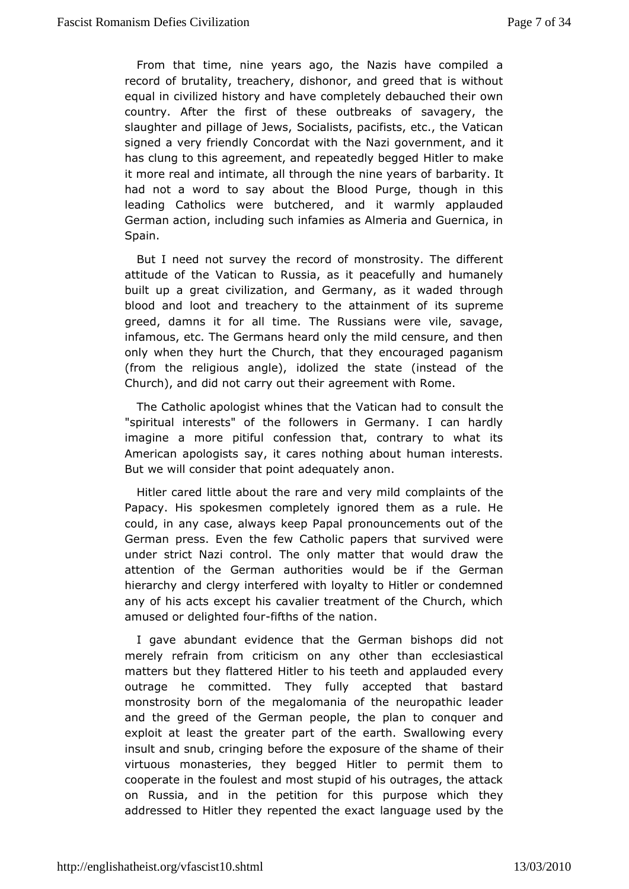From that time, nine years ago, the Nazis have compiled a record of brutality, treachery, dishonor, and greed that is without equal in civilized history and have completely debauched their own country. After the first of these outbreaks of savagery, the slaughter and pillage of Jews, Socialists, pacifists, etc., the Vatican signed a very friendly Concordat with the Nazi government, and it has clung to this agreement, and repeatedly begged Hitler to make it more real and intimate, all through the nine years of barbarity. It had not a word to say about the Blood Purge, though in this leading Catholics were butchered, and it warmly applauded German action, including such infamies as Almeria and Guernica, in Spain.

But I need not survey the record of monstrosity. The different attitude of the Vatican to Russia, as it peacefully and humanely built up a great civilization, and Germany, as it waded through blood and loot and treachery to the attainment of its supreme greed, damns it for all time. The Russians were vile, savage, infamous, etc. The Germans heard only the mild censure, and then only when they hurt the Church, that they encouraged paganism (from the religious angle), idolized the state (instead of the Church), and did not carry out their agreement with Rome.

The Catholic apologist whines that the Vatican had to consult the "spiritual interests" of the followers in Germany. I can hardly imagine a more pitiful confession that, contrary to what its American apologists say, it cares nothing about human interests. But we will consider that point adequately anon.

Hitler cared little about the rare and very mild complaints of the Papacy. His spokesmen completely ignored them as a rule. He could, in any case, always keep Papal pronouncements out of the German press. Even the few Catholic papers that survived were under strict Nazi control. The only matter that would draw the attention of the German authorities would be if the German hierarchy and clergy interfered with loyalty to Hitler or condemned any of his acts except his cavalier treatment of the Church, which amused or delighted four-fifths of the nation.

I gave abundant evidence that the German bishops did not merely refrain from criticism on any other than ecclesiastical matters but they flattered Hitler to his teeth and applauded every outrage he committed. They fully accepted that bastard monstrosity born of the megalomania of the neuropathic leader and the greed of the German people, the plan to conquer and exploit at least the greater part of the earth. Swallowing every insult and snub, cringing before the exposure of the shame of their virtuous monasteries, they begged Hitler to permit them to cooperate in the foulest and most stupid of his outrages, the attack on Russia, and in the petition for this purpose which they addressed to Hitler they repented the exact language used by the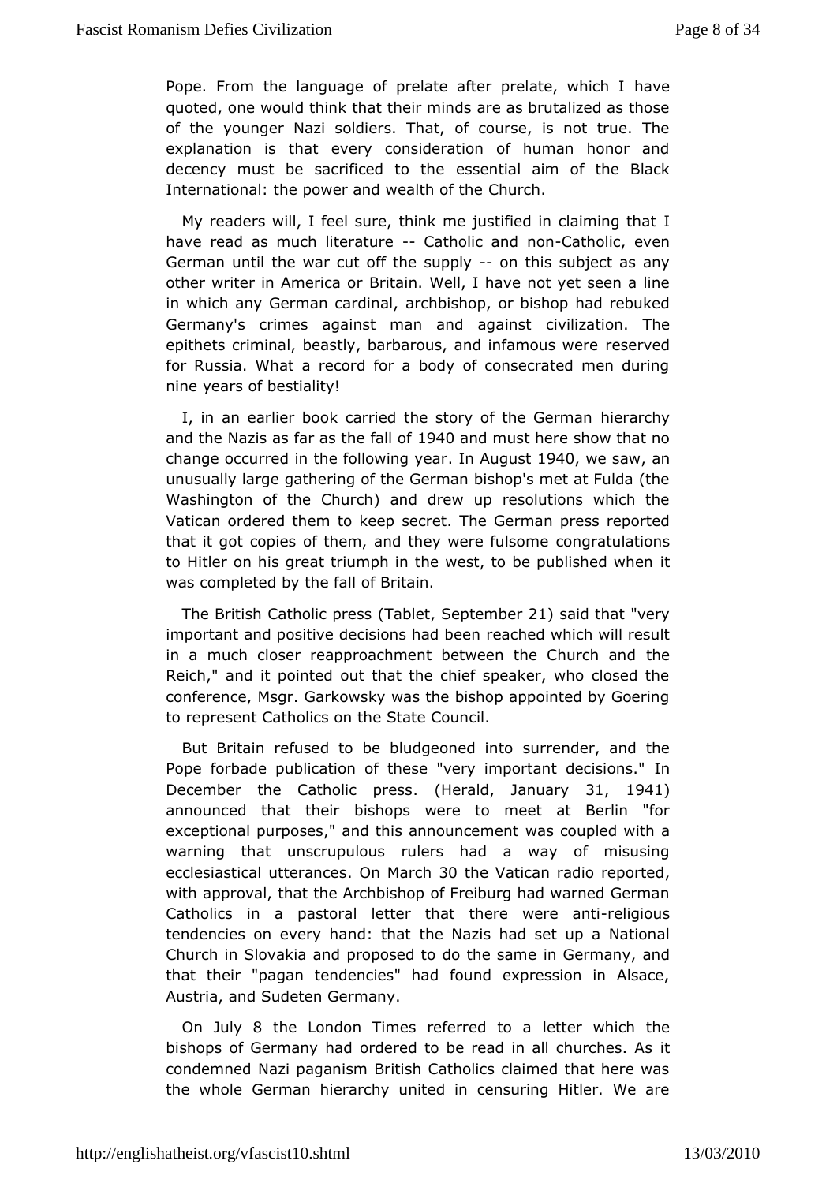Pope. From the language of prelate after prelate, which I have quoted, one would think that their minds are as brutalized as those of the younger Nazi soldiers. That, of course, is not true. The explanation is that every consideration of human honor and decency must be sacrificed to the essential aim of the Black International: the power and wealth of the Church.

My readers will, I feel sure, think me justified in claiming that I have read as much literature -- Catholic and non-Catholic, even German until the war cut off the supply -- on this subject as any other writer in America or Britain. Well, I have not yet seen a line in which any German cardinal, archbishop, or bishop had rebuked Germany's crimes against man and against civilization. The epithets criminal, beastly, barbarous, and infamous were reserved for Russia. What a record for a body of consecrated men during nine years of bestiality!

I, in an earlier book carried the story of the German hierarchy and the Nazis as far as the fall of 1940 and must here show that no change occurred in the following year. In August 1940, we saw, an unusually large gathering of the German bishop's met at Fulda (the Washington of the Church) and drew up resolutions which the Vatican ordered them to keep secret. The German press reported that it got copies of them, and they were fulsome congratulations to Hitler on his great triumph in the west, to be published when it was completed by the fall of Britain.

The British Catholic press (Tablet, September 21) said that "very important and positive decisions had been reached which will result in a much closer reapproachment between the Church and the Reich," and it pointed out that the chief speaker, who closed the conference, Msgr. Garkowsky was the bishop appointed by Goering to represent Catholics on the State Council.

But Britain refused to be bludgeoned into surrender, and the Pope forbade publication of these "very important decisions." In December the Catholic press. (Herald, January 31, 1941) announced that their bishops were to meet at Berlin "for exceptional purposes," and this announcement was coupled with a warning that unscrupulous rulers had a way of misusing ecclesiastical utterances. On March 30 the Vatican radio reported, with approval, that the Archbishop of Freiburg had warned German Catholics in a pastoral letter that there were anti-religious tendencies on every hand: that the Nazis had set up a National Church in Slovakia and proposed to do the same in Germany, and that their "pagan tendencies" had found expression in Alsace, Austria, and Sudeten Germany.

On July 8 the London Times referred to a letter which the bishops of Germany had ordered to be read in all churches. As it condemned Nazi paganism British Catholics claimed that here was the whole German hierarchy united in censuring Hitler. We are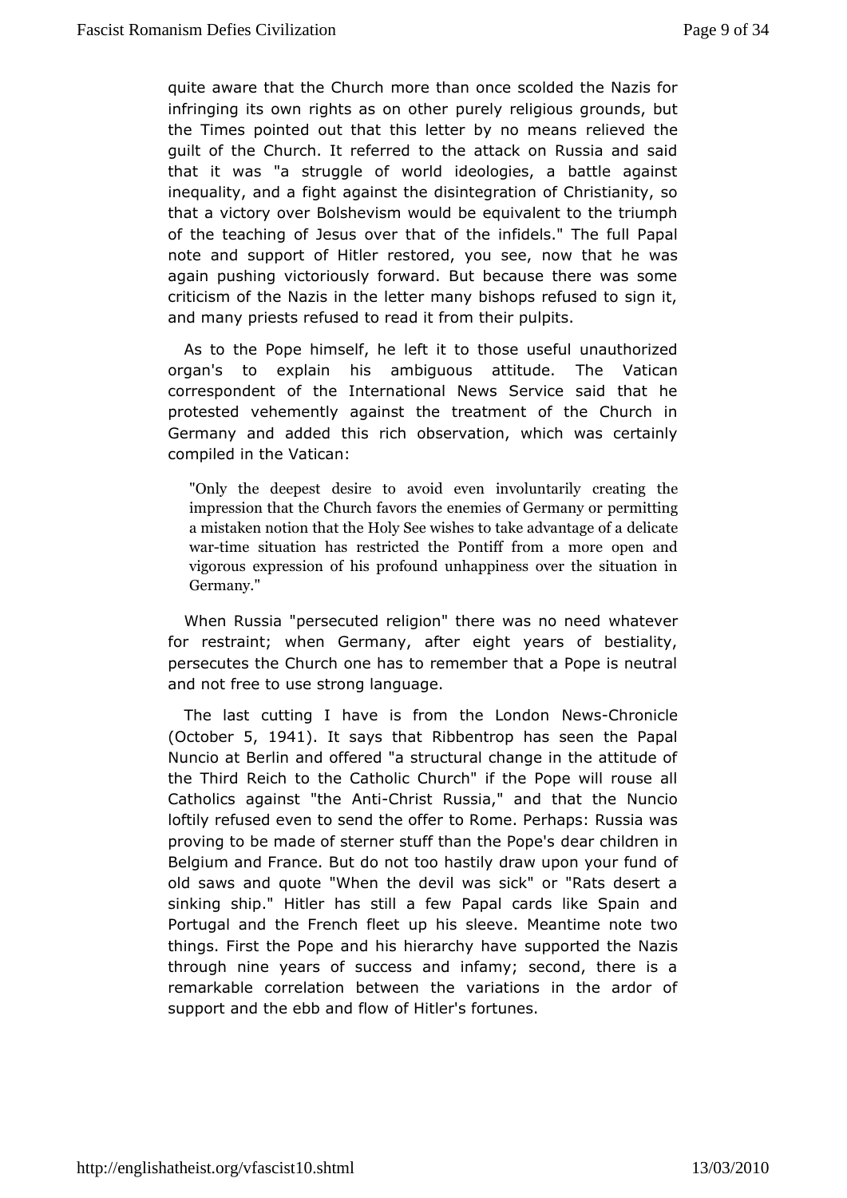quite aware that the Church more than once scolded the Nazis for infringing its own rights as on other purely religious grounds, but the Times pointed out that this letter by no means relieved the guilt of the Church. It referred to the attack on Russia and said that it was "a struggle of world ideologies, a battle against inequality, and a fight against the disintegration of Christianity, so that a victory over Bolshevism would be equivalent to the triumph of the teaching of Jesus over that of the infidels." The full Papal note and support of Hitler restored, you see, now that he was again pushing victoriously forward. But because there was some criticism of the Nazis in the letter many bishops refused to sign it, and many priests refused to read it from their pulpits.

As to the Pope himself, he left it to those useful unauthorized organ's to explain his ambiguous attitude. The Vatican correspondent of the International News Service said that he protested vehemently against the treatment of the Church in Germany and added this rich observation, which was certainly compiled in the Vatican:

> "Only the deepest desire to avoid even involuntarily creating the impression that the Church favors the enemies of Germany or permitting a mistaken notion that the Holy See wishes to take advantage of a delicate war-time situation has restricted the Pontiff from a more open and vigorous expression of his profound unhappiness over the situation in Germany."

When Russia "persecuted religion" there was no need whatever for restraint; when Germany, after eight years of bestiality, persecutes the Church one has to remember that a Pope is neutral and not free to use strong language.

The last cutting I have is from the London News-Chronicle (October 5, 1941). It says that Ribbentrop has seen the Papal Nuncio at Berlin and offered "a structural change in the attitude of the Third Reich to the Catholic Church" if the Pope will rouse all Catholics against "the Anti-Christ Russia," and that the Nuncio loftily refused even to send the offer to Rome. Perhaps: Russia was proving to be made of sterner stuff than the Pope's dear children in Belgium and France. But do not too hastily draw upon your fund of old saws and quote "When the devil was sick" or "Rats desert a sinking ship." Hitler has still a few Papal cards like Spain and Portugal and the French fleet up his sleeve. Meantime note two things. First the Pope and his hierarchy have supported the Nazis through nine years of success and infamy; second, there is a remarkable correlation between the variations in the ardor of support and the ebb and flow of Hitler's fortunes.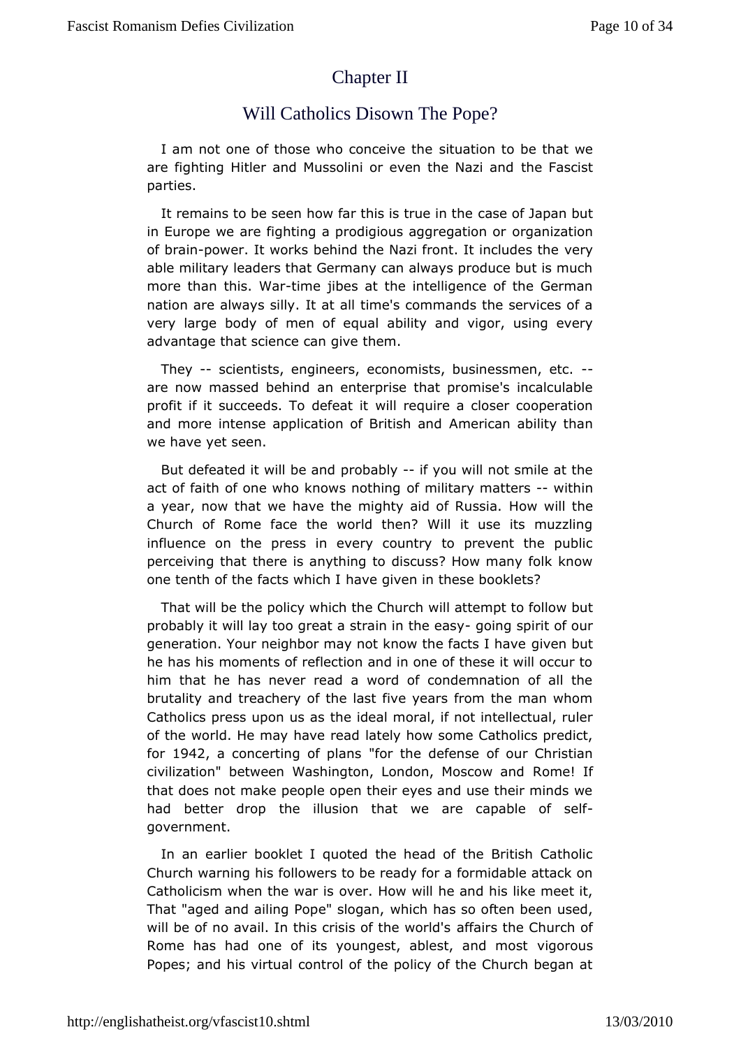# Chapter II

## Will Catholics Disown The Pope?

I am not one of those who conceive the situation to be that we are fighting Hitler and Mussolini or even the Nazi and the Fascist parties.

It remains to be seen how far this is true in the case of Japan but in Europe we are fighting a prodigious aggregation or organization of brain-power. It works behind the Nazi front. It includes the very able military leaders that Germany can always produce but is much more than this. War-time jibes at the intelligence of the German nation are always silly. It at all time's commands the services of a very large body of men of equal ability and vigor, using every advantage that science can give them.

They -- scientists, engineers, economists, businessmen, etc. -- are now massed behind an enterprise that promise's incalculable profit if it succeeds. To defeat it will require a closer cooperation and more intense application of British and American ability than we have yet seen.

But defeated it will be and probably -- if you will not smile at the act of faith of one who knows nothing of military matters -- within a year, now that we have the mighty aid of Russia. How will the Church of Rome face the world then? Will it use its muzzling influence on the press in every country to prevent the public perceiving that there is anything to discuss? How many folk know one tenth of the facts which I have given in these booklets?

That will be the policy which the Church will attempt to follow but probably it will lay too great a strain in the easy- going spirit of our generation. Your neighbor may not know the facts I have given but he has his moments of reflection and in one of these it will occur to him that he has never read a word of condemnation of all the brutality and treachery of the last five years from the man whom Catholics press upon us as the ideal moral, if not intellectual, ruler of the world. He may have read lately how some Catholics predict, for 1942, a concerting of plans "for the defense of our Christian civilization" between Washington, London, Moscow and Rome! If that does not make people open their eyes and use their minds we had better drop the illusion that we are capable of self-government.

In an earlier booklet I quoted the head of the British Catholic Church warning his followers to be ready for a formidable attack on Catholicism when the war is over. How will he and his like meet it, That "aged and ailing Pope" slogan, which has so often been used, will be of no avail. In this crisis of the world's affairs the Church of Rome has had one of its youngest, ablest, and most vigorous Popes; and his virtual control of the policy of the Church began at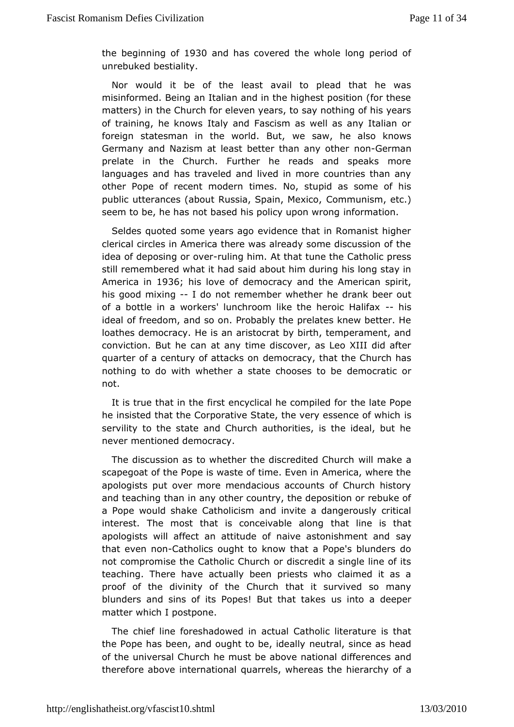the beginning of 1930 and has covered the whole long period of unrebuked bestiality.

Nor would it be of the least avail to plead that he was misinformed. Being an Italian and in the highest position (for these matters) in the Church for eleven years, to say nothing of his years of training, he knows Italy and Fascism as well as any Italian or foreign statesman in the world. But, we saw, he also knows Germany and Nazism at least better than any other non-German prelate in the Church. Further he reads and speaks more languages and has traveled and lived in more countries than any other Pope of recent modern times. No, stupid as some of his public utterances (about Russia, Spain, Mexico, Communism, etc.) seem to be, he has not based his policy upon wrong information.

Seldes quoted some years ago evidence that in Romanist higher clerical circles in America there was already some discussion of the idea of deposing or over-ruling him. At that tune the Catholic press still remembered what it had said about him during his long stay in America in 1936; his love of democracy and the American spirit, his good mixing -- I do not remember whether he drank beer out of a bottle in a workers' lunchroom like the heroic Halifax -- his ideal of freedom, and so on. Probably the prelates knew better. He loathes democracy. He is an aristocrat by birth, temperament, and conviction. But he can at any time discover, as Leo XIII did after quarter of a century of attacks on democracy, that the Church has nothing to do with whether a state chooses to be democratic or not.

It is true that in the first encyclical he compiled for the late Pope he insisted that the Corporative State, the very essence of which is servility to the state and Church authorities, is the ideal, but he never mentioned democracy.

The discussion as to whether the discredited Church will make a scapegoat of the Pope is waste of time. Even in America, where the apologists put over more mendacious accounts of Church history and teaching than in any other country, the deposition or rebuke of a Pope would shake Catholicism and invite a dangerously critical interest. The most that is conceivable along that line is that apologists will affect an attitude of naive astonishment and say that even non-Catholics ought to know that a Pope's blunders do not compromise the Catholic Church or discredit a single line of its teaching. There have actually been priests who claimed it as a proof of the divinity of the Church that it survived so many blunders and sins of its Popes! But that takes us into a deeper matter which I postpone.

The chief line foreshadowed in actual Catholic literature is that the Pope has been, and ought to be, ideally neutral, since as head of the universal Church he must be above national differences and therefore above international quarrels, whereas the hierarchy of a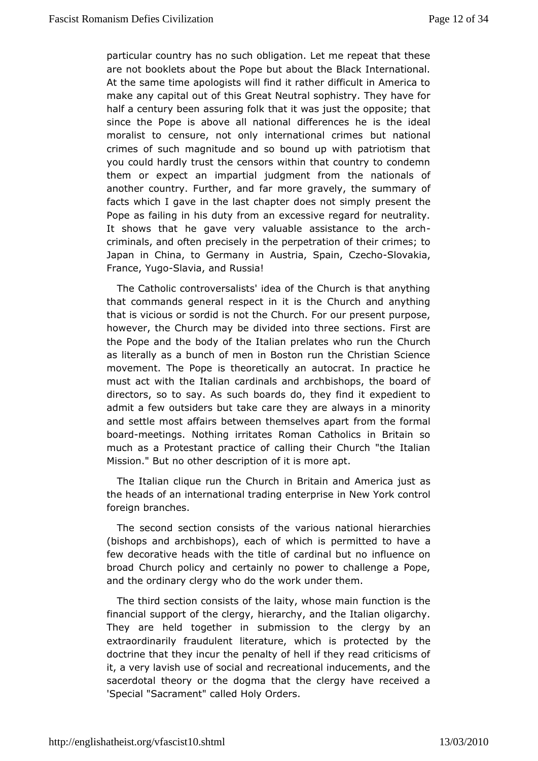particular country has no such obligation. Let me repeat that these are not booklets about the Pope but about the Black International. At the same time apologists will find it rather difficult in America to make any capital out of this Great Neutral sophistry. They have for half a century been assuring folk that it was just the opposite; that since the Pope is above all national differences he is the ideal moralist to censure, not only international crimes but national crimes of such magnitude and so bound up with patriotism that you could hardly trust the censors within that country to condemn them or expect an impartial judgment from the nationals of another country. Further, and far more gravely, the summary of facts which I gave in the last chapter does not simply present the Pope as failing in his duty from an excessive regard for neutrality. It shows that he gave very valuable assistance to the arch-criminals, and often precisely in the perpetration of their crimes; to Japan in China, to Germany in Austria, Spain, Czecho-Slovakia, France, Yugo-Slavia, and Russia!

The Catholic controversalists' idea of the Church is that anything that commands general respect in it is the Church and anything that is vicious or sordid is not the Church. For our present purpose, however, the Church may be divided into three sections. First are the Pope and the body of the Italian prelates who run the Church as literally as a bunch of men in Boston run the Christian Science movement. The Pope is theoretically an autocrat. In practice he must act with the Italian cardinals and archbishops, the board of directors, so to say. As such boards do, they find it expedient to admit a few outsiders but take care they are always in a minority and settle most affairs between themselves apart from the formal board-meetings. Nothing irritates Roman Catholics in Britain so much as a Protestant practice of calling their Church "the Italian Mission." But no other description of it is more apt.

The Italian clique run the Church in Britain and America just as the heads of an international trading enterprise in New York control foreign branches.

The second section consists of the various national hierarchies (bishops and archbishops), each of which is permitted to have a few decorative heads with the title of cardinal but no influence on broad Church policy and certainly no power to challenge a Pope, and the ordinary clergy who do the work under them.

The third section consists of the laity, whose main function is the financial support of the clergy, hierarchy, and the Italian oligarchy. They are held together in submission to the clergy by an extraordinarily fraudulent literature, which is protected by the doctrine that they incur the penalty of hell if they read criticisms of it, a very lavish use of social and recreational inducements, and the sacerdotal theory or the dogma that the clergy have received a 'Special "Sacrament" called Holy Orders.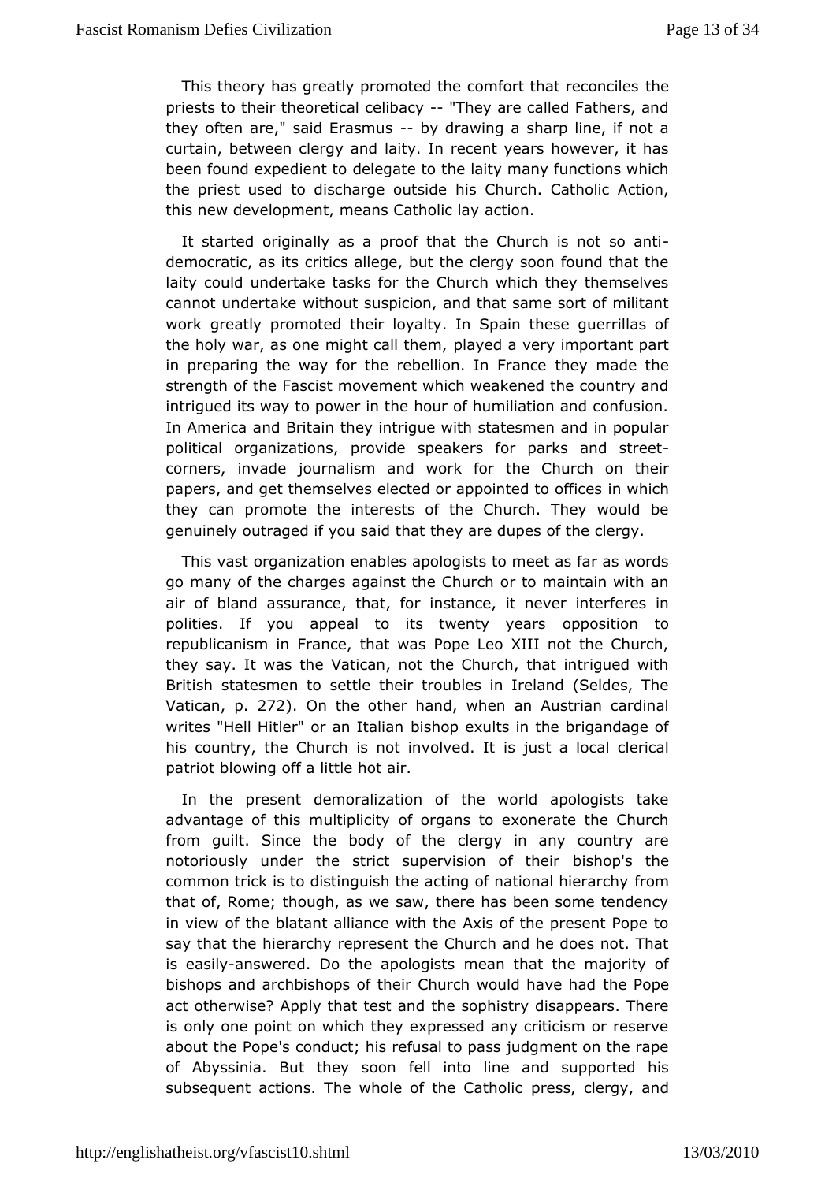This theory has greatly promoted the comfort that reconciles the priests to their theoretical celibacy -- "They are called Fathers, and they often are," said Erasmus -- by drawing a sharp line, if not a curtain, between clergy and laity. In recent years however, it has been found expedient to delegate to the laity many functions which the priest used to discharge outside his Church. Catholic Action, this new development, means Catholic lay action.

It started originally as a proof that the Church is not so anti-democratic, as its critics allege, but the clergy soon found that the laity could undertake tasks for the Church which they themselves cannot undertake without suspicion, and that same sort of militant work greatly promoted their loyalty. In Spain these guerrillas of the holy war, as one might call them, played a very important part in preparing the way for the rebellion. In France they made the strength of the Fascist movement which weakened the country and intrigued its way to power in the hour of humiliation and confusion. In America and Britain they intrigue with statesmen and in popular political organizations, provide speakers for parks and street-corners, invade journalism and work for the Church on their papers, and get themselves elected or appointed to offices in which they can promote the interests of the Church. They would be genuinely outraged if you said that they are dupes of the clergy.

This vast organization enables apologists to meet as far as words go many of the charges against the Church or to maintain with an air of bland assurance, that, for instance, it never interferes in polities. If you appeal to its twenty years opposition to republicanism in France, that was Pope Leo XIII not the Church, they say. It was the Vatican, not the Church, that intrigued with British statesmen to settle their troubles in Ireland (Seldes, The Vatican, p. 272). On the other hand, when an Austrian cardinal writes "Hell Hitler" or an Italian bishop exults in the brigandage of his country, the Church is not involved. It is just a local clerical patriot blowing off a little hot air.

In the present demoralization of the world apologists take advantage of this multiplicity of organs to exonerate the Church from guilt. Since the body of the clergy in any country are notoriously under the strict supervision of their bishop's the common trick is to distinguish the acting of national hierarchy from that of, Rome; though, as we saw, there has been some tendency in view of the blatant alliance with the Axis of the present Pope to say that the hierarchy represent the Church and he does not. That is easily-answered. Do the apologists mean that the majority of bishops and archbishops of their Church would have had the Pope act otherwise? Apply that test and the sophistry disappears. There is only one point on which they expressed any criticism or reserve about the Pope's conduct; his refusal to pass judgment on the rape of Abyssinia. But they soon fell into line and supported his subsequent actions. The whole of the Catholic press, clergy, and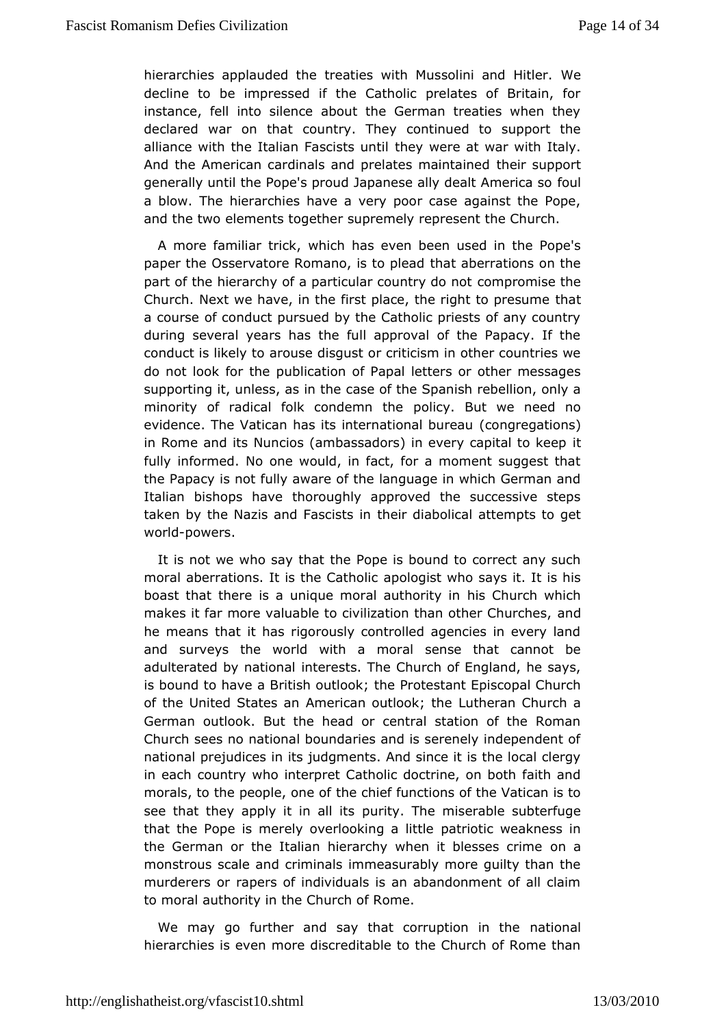hierarchies applauded the treaties with Mussolini and Hitler. We decline to be impressed if the Catholic prelates of Britain, for instance, fell into silence about the German treaties when they declared war on that country. They continued to support the alliance with the Italian Fascists until they were at war with Italy. And the American cardinals and prelates maintained their support generally until the Pope's proud Japanese ally dealt America so foul a blow. The hierarchies have a very poor case against the Pope, and the two elements together supremely represent the Church.

A more familiar trick, which has even been used in the Pope's paper the Osservatore Romano, is to plead that aberrations on the part of the hierarchy of a particular country do not compromise the Church. Next we have, in the first place, the right to presume that a course of conduct pursued by the Catholic priests of any country during several years has the full approval of the Papacy. If the conduct is likely to arouse disgust or criticism in other countries we do not look for the publication of Papal letters or other messages supporting it, unless, as in the case of the Spanish rebellion, only a minority of radical folk condemn the policy. But we need no evidence. The Vatican has its international bureau (congregations) in Rome and its Nuncios (ambassadors) in every capital to keep it fully informed. No one would, in fact, for a moment suggest that the Papacy is not fully aware of the language in which German and Italian bishops have thoroughly approved the successive steps taken by the Nazis and Fascists in their diabolical attempts to get world-powers.

It is not we who say that the Pope is bound to correct any such moral aberrations. It is the Catholic apologist who says it. It is his boast that there is a unique moral authority in his Church which makes it far more valuable to civilization than other Churches, and he means that it has rigorously controlled agencies in every land and surveys the world with a moral sense that cannot be adulterated by national interests. The Church of England, he says, is bound to have a British outlook; the Protestant Episcopal Church of the United States an American outlook; the Lutheran Church a German outlook. But the head or central station of the Roman Church sees no national boundaries and is serenely independent of national prejudices in its judgments. And since it is the local clergy in each country who interpret Catholic doctrine, on both faith and morals, to the people, one of the chief functions of the Vatican is to see that they apply it in all its purity. The miserable subterfuge that the Pope is merely overlooking a little patriotic weakness in the German or the Italian hierarchy when it blesses crime on a monstrous scale and criminals immeasurably more guilty than the murderers or rapers of individuals is an abandonment of all claim to moral authority in the Church of Rome.

We may go further and say that corruption in the national hierarchies is even more discreditable to the Church of Rome than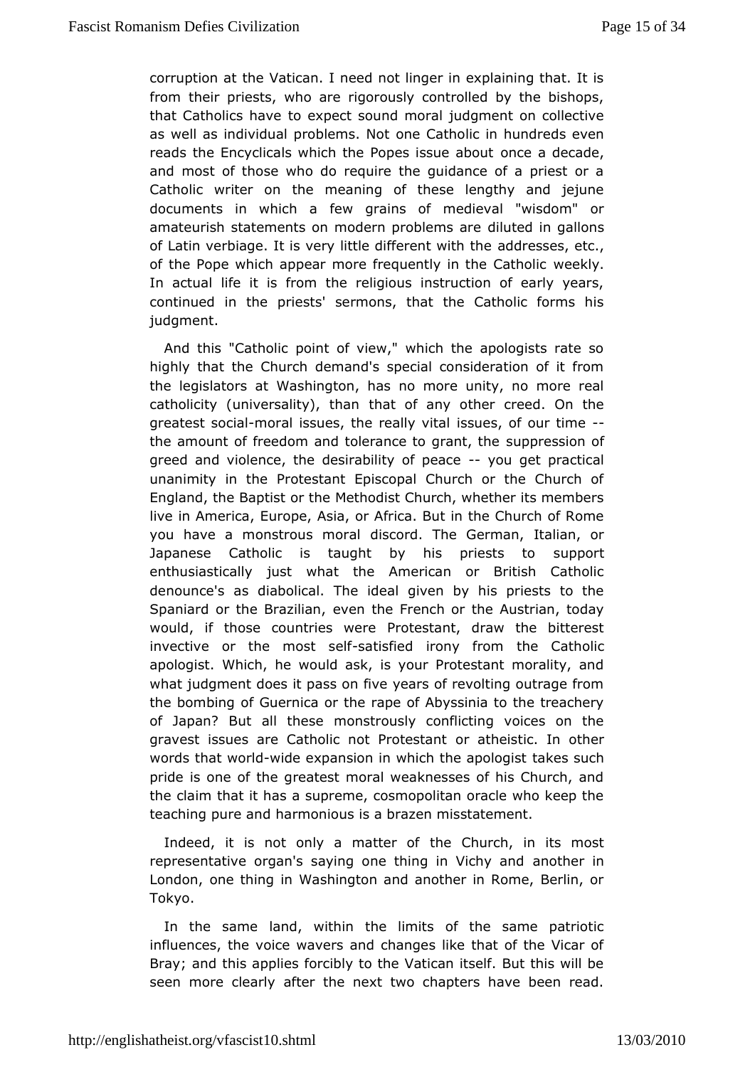corruption at the Vatican. I need not linger in explaining that. It is from their priests, who are rigorously controlled by the bishops, that Catholics have to expect sound moral judgment on collective as well as individual problems. Not one Catholic in hundreds even reads the Encyclicals which the Popes issue about once a decade, and most of those who do require the guidance of a priest or a Catholic writer on the meaning of these lengthy and jejune documents in which a few grains of medieval "wisdom" or amateurish statements on modern problems are diluted in gallons of Latin verbiage. It is very little different with the addresses, etc., of the Pope which appear more frequently in the Catholic weekly. In actual life it is from the religious instruction of early years, continued in the priests' sermons, that the Catholic forms his judgment.

And this "Catholic point of view," which the apologists rate so highly that the Church demand's special consideration of it from the legislators at Washington, has no more unity, no more real catholicity (universality), than that of any other creed. On the greatest social-moral issues, the really vital issues, of our time -- the amount of freedom and tolerance to grant, the suppression of greed and violence, the desirability of peace -- you get practical unanimity in the Protestant Episcopal Church or the Church of England, the Baptist or the Methodist Church, whether its members live in America, Europe, Asia, or Africa. But in the Church of Rome you have a monstrous moral discord. The German, Italian, or Japanese Catholic is taught by his priests to support enthusiastically just what the American or British Catholic denounce's as diabolical. The ideal given by his priests to the Spaniard or the Brazilian, even the French or the Austrian, today would, if those countries were Protestant, draw the bitterest invective or the most self-satisfied irony from the Catholic apologist. Which, he would ask, is your Protestant morality, and what judgment does it pass on five years of revolting outrage from the bombing of Guernica or the rape of Abyssinia to the treachery of Japan? But all these monstrously conflicting voices on the gravest issues are Catholic not Protestant or atheistic. In other words that world-wide expansion in which the apologist takes such pride is one of the greatest moral weaknesses of his Church, and the claim that it has a supreme, cosmopolitan oracle who keep the teaching pure and harmonious is a brazen misstatement.

Indeed, it is not only a matter of the Church, in its most representative organ's saying one thing in Vichy and another in London, one thing in Washington and another in Rome, Berlin, or Tokyo.

In the same land, within the limits of the same patriotic influences, the voice wavers and changes like that of the Vicar of Bray; and this applies forcibly to the Vatican itself. But this will be seen more clearly after the next two chapters have been read.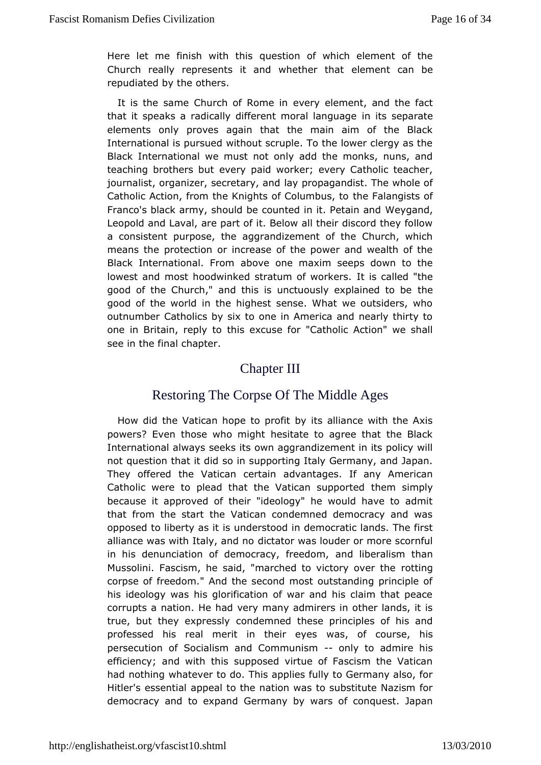Here let me finish with this question of which element of the Church really represents it and whether that element can be repudiated by the others.

It is the same Church of Rome in every element, and the fact that it speaks a radically different moral language in its separate elements only proves again that the main aim of the Black International is pursued without scruple. To the lower clergy as the Black International we must not only add the monks, nuns, and teaching brothers but every paid worker; every Catholic teacher, journalist, organizer, secretary, and lay propagandist. The whole of Catholic Action, from the Knights of Columbus, to the Falangists of Franco's black army, should be counted in it. Petain and Weygand, Leopold and Laval, are part of it. Below all their discord they follow a consistent purpose, the aggrandizement of the Church, which means the protection or increase of the power and wealth of the Black International. From above one maxim seeps down to the lowest and most hoodwinked stratum of workers. It is called "the good of the Church," and this is unctuously explained to be the good of the world in the highest sense. What we outsiders, who outnumber Catholics by six to one in America and nearly thirty to one in Britain, reply to this excuse for "Catholic Action" we shall see in the final chapter.

## Chapter III

## Restoring The Corpse Of The Middle Ages

How did the Vatican hope to profit by its alliance with the Axis powers? Even those who might hesitate to agree that the Black International always seeks its own aggrandizement in its policy will not question that it did so in supporting Italy Germany, and Japan. They offered the Vatican certain advantages. If any American Catholic were to plead that the Vatican supported them simply because it approved of their "ideology" he would have to admit that from the start the Vatican condemned democracy and was opposed to liberty as it is understood in democratic lands. The first alliance was with Italy, and no dictator was louder or more scornful in his denunciation of democracy, freedom, and liberalism than Mussolini. Fascism, he said, "marched to victory over the rotting corpse of freedom." And the second most outstanding principle of his ideology was his glorification of war and his claim that peace corrupts a nation. He had very many admirers in other lands, it is true, but they expressly condemned these principles of his and professed his real merit in their eyes was, of course, his persecution of Socialism and Communism -- only to admire his efficiency; and with this supposed virtue of Fascism the Vatican had nothing whatever to do. This applies fully to Germany also, for Hitler's essential appeal to the nation was to substitute Nazism for democracy and to expand Germany by wars of conquest. Japan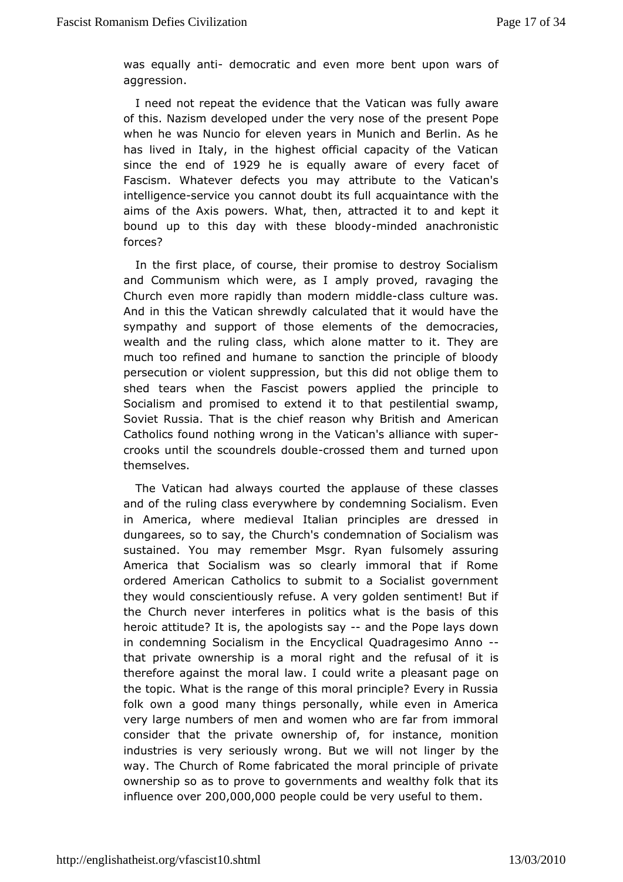was equally anti- democratic and even more bent upon wars of aggression.

I need not repeat the evidence that the Vatican was fully aware of this. Nazism developed under the very nose of the present Pope when he was Nuncio for eleven years in Munich and Berlin. As he has lived in Italy, in the highest official capacity of the Vatican since the end of 1929 he is equally aware of every facet of Fascism. Whatever defects you may attribute to the Vatican's intelligence-service you cannot doubt its full acquaintance with the aims of the Axis powers. What, then, attracted it to and kept it bound up to this day with these bloody-minded anachronistic forces?

In the first place, of course, their promise to destroy Socialism and Communism which were, as I amply proved, ravaging the Church even more rapidly than modern middle-class culture was. And in this the Vatican shrewdly calculated that it would have the sympathy and support of those elements of the democracies, wealth and the ruling class, which alone matter to it. They are much too refined and humane to sanction the principle of bloody persecution or violent suppression, but this did not oblige them to shed tears when the Fascist powers applied the principle to Socialism and promised to extend it to that pestilential swamp, Soviet Russia. That is the chief reason why British and American Catholics found nothing wrong in the Vatican's alliance with super-crooks until the scoundrels double-crossed them and turned upon themselves.

The Vatican had always courted the applause of these classes and of the ruling class everywhere by condemning Socialism. Even in America, where medieval Italian principles are dressed in dungarees, so to say, the Church's condemnation of Socialism was sustained. You may remember Msgr. Ryan fulsomely assuring America that Socialism was so clearly immoral that if Rome ordered American Catholics to submit to a Socialist government they would conscientiously refuse. A very golden sentiment! But if the Church never interferes in politics what is the basis of this heroic attitude? It is, the apologists say -- and the Pope lays down in condemning Socialism in the Encyclical Quadragesimo Anno -- that private ownership is a moral right and the refusal of it is therefore against the moral law. I could write a pleasant page on the topic. What is the range of this moral principle? Every in Russia folk own a good many things personally, while even in America very large numbers of men and women who are far from immoral consider that the private ownership of, for instance, monition industries is very seriously wrong. But we will not linger by the way. The Church of Rome fabricated the moral principle of private ownership so as to prove to governments and wealthy folk that its influence over 200,000,000 people could be very useful to them.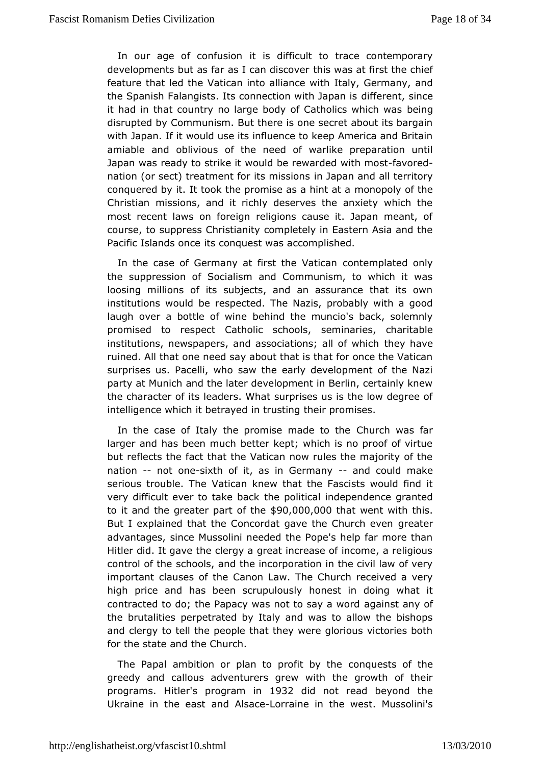In our age of confusion it is difficult to trace contemporary developments but as far as I can discover this was at first the chief feature that led the Vatican into alliance with Italy, Germany, and the Spanish Falangists. Its connection with Japan is different, since it had in that country no large body of Catholics which was being disrupted by Communism. But there is one secret about its bargain with Japan. If it would use its influence to keep America and Britain amiable and oblivious of the need of warlike preparation until Japan was ready to strike it would be rewarded with most-favored-nation (or sect) treatment for its missions in Japan and all territory conquered by it. It took the promise as a hint at a monopoly of the Christian missions, and it richly deserves the anxiety which the most recent laws on foreign religions cause it. Japan meant, of course, to suppress Christianity completely in Eastern Asia and the Pacific Islands once its conquest was accomplished.

In the case of Germany at first the Vatican contemplated only the suppression of Socialism and Communism, to which it was loosing millions of its subjects, and an assurance that its own institutions would be respected. The Nazis, probably with a good laugh over a bottle of wine behind the muncio's back, solemnly promised to respect Catholic schools, seminaries, charitable institutions, newspapers, and associations; all of which they have ruined. All that one need say about that is that for once the Vatican surprises us. Pacelli, who saw the early development of the Nazi party at Munich and the later development in Berlin, certainly knew the character of its leaders. What surprises us is the low degree of intelligence which it betrayed in trusting their promises.

In the case of Italy the promise made to the Church was far larger and has been much better kept; which is no proof of virtue but reflects the fact that the Vatican now rules the majority of the nation -- not one-sixth of it, as in Germany -- and could make serious trouble. The Vatican knew that the Fascists would find it very difficult ever to take back the political independence granted to it and the greater part of the $90,000,000 that went with this. But I explained that the Concordat gave the Church even greater advantages, since Mussolini needed the Pope's help far more than Hitler did. It gave the clergy a great increase of income, a religious control of the schools, and the incorporation in the civil law of very important clauses of the Canon Law. The Church received a very high price and has been scrupulously honest in doing what it contracted to do; the Papacy was not to say a word against any of the brutalities perpetrated by Italy and was to allow the bishops and clergy to tell the people that they were glorious victories both for the state and the Church.

The Papal ambition or plan to profit by the conquests of the greedy and callous adventurers grew with the growth of their programs. Hitler's program in 1932 did not read beyond the Ukraine in the east and Alsace-Lorraine in the west. Mussolini's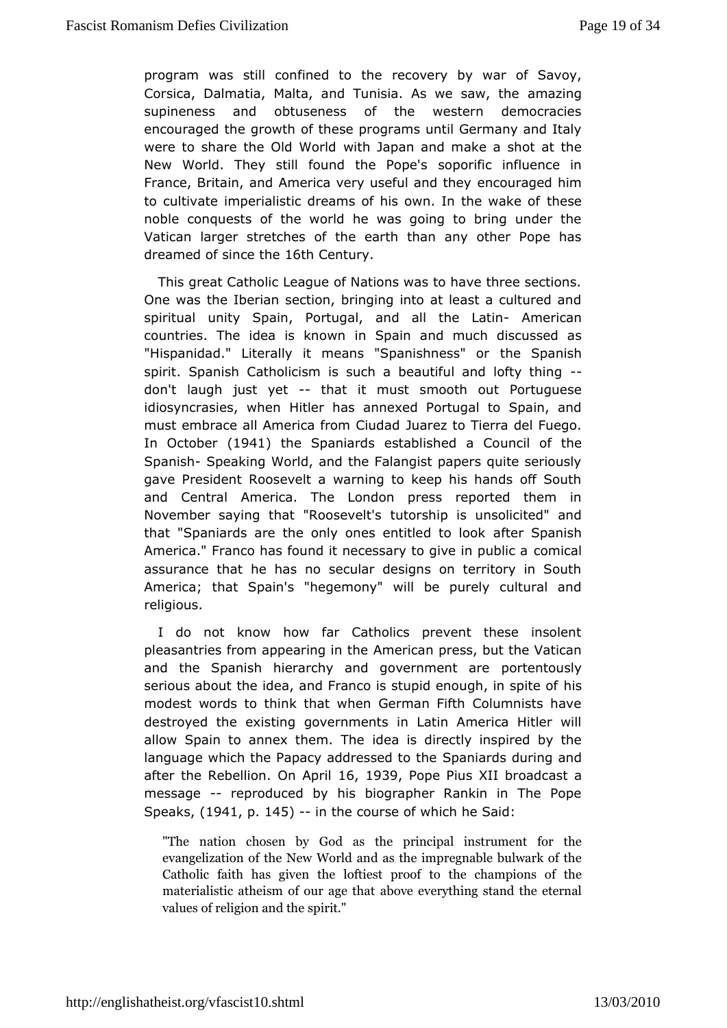program was still confined to the recovery by war of Savoy, Corsica, Dalmatia, Malta, and Tunisia. As we saw, the amazing supineness and obtuseness of the western democracies encouraged the growth of these programs until Germany and Italy were to share the Old World with Japan and make a shot at the New World. They still found the Pope's soporific influence in France, Britain, and America very useful and they encouraged him to cultivate imperialistic dreams of his own. In the wake of these noble conquests of the world he was going to bring under the Vatican larger stretches of the earth than any other Pope has dreamed of since the 16th Century.

This great Catholic League of Nations was to have three sections. One was the Iberian section, bringing into at least a cultured and spiritual unity Spain, Portugal, and all the Latin- American countries. The idea is known in Spain and much discussed as "Hispanidad." Literally it means "Spanishness" or the Spanish spirit. Spanish Catholicism is such a beautiful and lofty thing -- don't laugh just yet -- that it must smooth out Portuguese idiosyncrasies, when Hitler has annexed Portugal to Spain, and must embrace all America from Ciudad Juarez to Tierra del Fuego. In October (1941) the Spaniards established a Council of the Spanish- Speaking World, and the Falangist papers quite seriously gave President Roosevelt a warning to keep his hands off South and Central America. The London press reported them in November saying that "Roosevelt's tutorship is unsolicited" and that "Spaniards are the only ones entitled to look after Spanish America." Franco has found it necessary to give in public a comical assurance that he has no secular designs on territory in South America; that Spain's "hegemony" will be purely cultural and religious.

I do not know how far Catholics prevent these insolent pleasantries from appearing in the American press, but the Vatican and the Spanish hierarchy and government are portentously serious about the idea, and Franco is stupid enough, in spite of his modest words to think that when German Fifth Columnists have destroyed the existing governments in Latin America Hitler will allow Spain to annex them. The idea is directly inspired by the language which the Papacy addressed to the Spaniards during and after the Rebellion. On April 16, 1939, Pope Pius XII broadcast a message -- reproduced by his biographer Rankin in The Pope Speaks, (1941, p. 145) -- in the course of which he Said:

> "The nation chosen by God as the principal instrument for the evangelization of the New World and as the impregnable bulwark of the Catholic faith has given the loftiest proof to the champions of the materialistic atheism of our age that above everything stand the eternal values of religion and the spirit."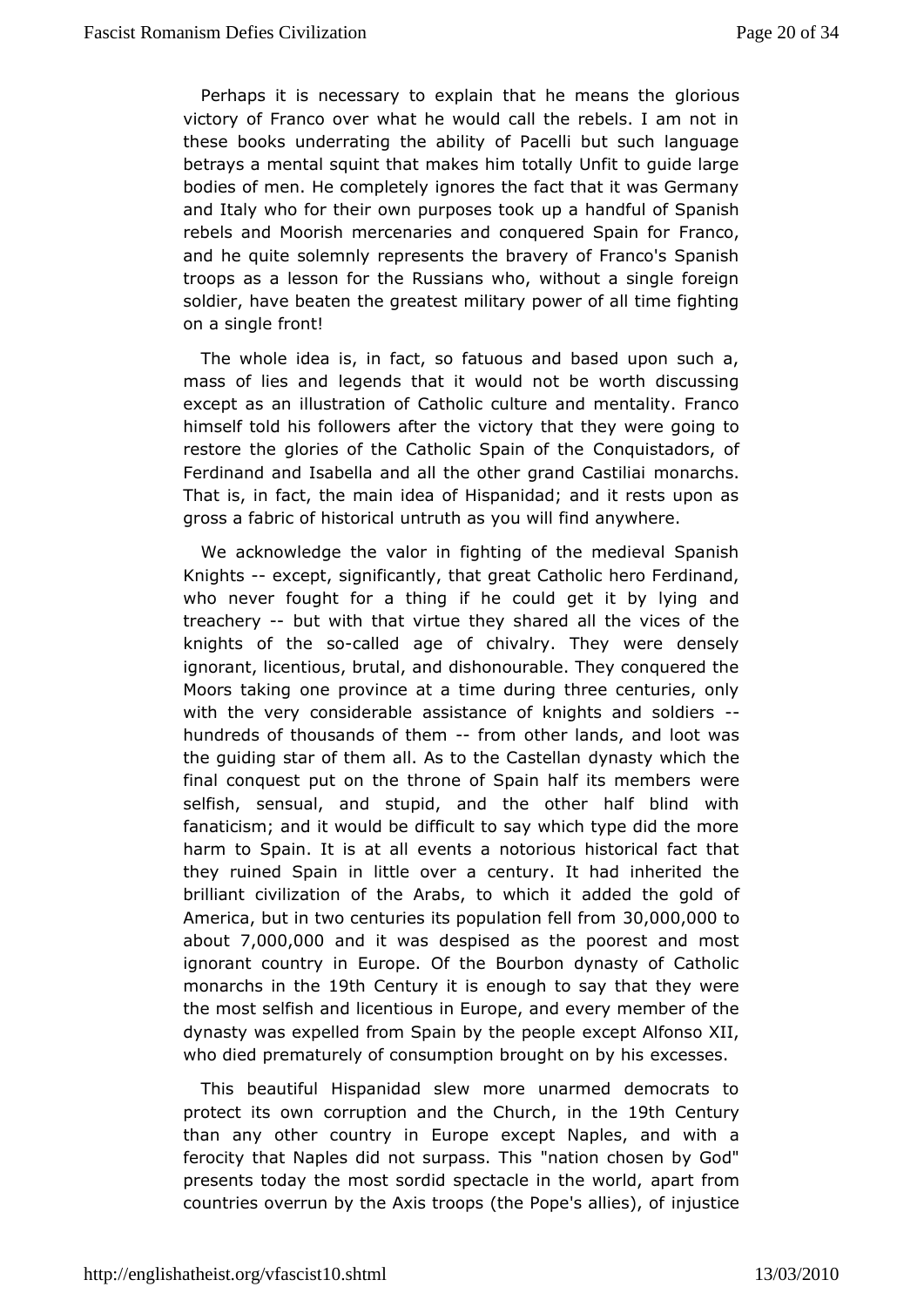Perhaps it is necessary to explain that he means the glorious victory of Franco over what he would call the rebels. I am not in these books underrating the ability of Pacelli but such language betrays a mental squint that makes him totally Unfit to guide large bodies of men. He completely ignores the fact that it was Germany and Italy who for their own purposes took up a handful of Spanish rebels and Moorish mercenaries and conquered Spain for Franco, and he quite solemnly represents the bravery of Franco's Spanish troops as a lesson for the Russians who, without a single foreign soldier, have beaten the greatest military power of all time fighting on a single front!

The whole idea is, in fact, so fatuous and based upon such a, mass of lies and legends that it would not be worth discussing except as an illustration of Catholic culture and mentality. Franco himself told his followers after the victory that they were going to restore the glories of the Catholic Spain of the Conquistadors, of Ferdinand and Isabella and all the other grand Castiliai monarchs. That is, in fact, the main idea of Hispanidad; and it rests upon as gross a fabric of historical untruth as you will find anywhere.

We acknowledge the valor in fighting of the medieval Spanish Knights -- except, significantly, that great Catholic hero Ferdinand, who never fought for a thing if he could get it by lying and treachery -- but with that virtue they shared all the vices of the knights of the so-called age of chivalry. They were densely ignorant, licentious, brutal, and dishonourable. They conquered the Moors taking one province at a time during three centuries, only with the very considerable assistance of knights and soldiers -- hundreds of thousands of them -- from other lands, and loot was the guiding star of them all. As to the Castellan dynasty which the final conquest put on the throne of Spain half its members were selfish, sensual, and stupid, and the other half blind with fanaticism; and it would be difficult to say which type did the more harm to Spain. It is at all events a notorious historical fact that they ruined Spain in little over a century. It had inherited the brilliant civilization of the Arabs, to which it added the gold of America, but in two centuries its population fell from 30,000,000 to about 7,000,000 and it was despised as the poorest and most ignorant country in Europe. Of the Bourbon dynasty of Catholic monarchs in the 19th Century it is enough to say that they were the most selfish and licentious in Europe, and every member of the dynasty was expelled from Spain by the people except Alfonso XII, who died prematurely of consumption brought on by his excesses.

This beautiful Hispanidad slew more unarmed democrats to protect its own corruption and the Church, in the 19th Century than any other country in Europe except Naples, and with a ferocity that Naples did not surpass. This "nation chosen by God" presents today the most sordid spectacle in the world, apart from countries overrun by the Axis troops (the Pope's allies), of injustice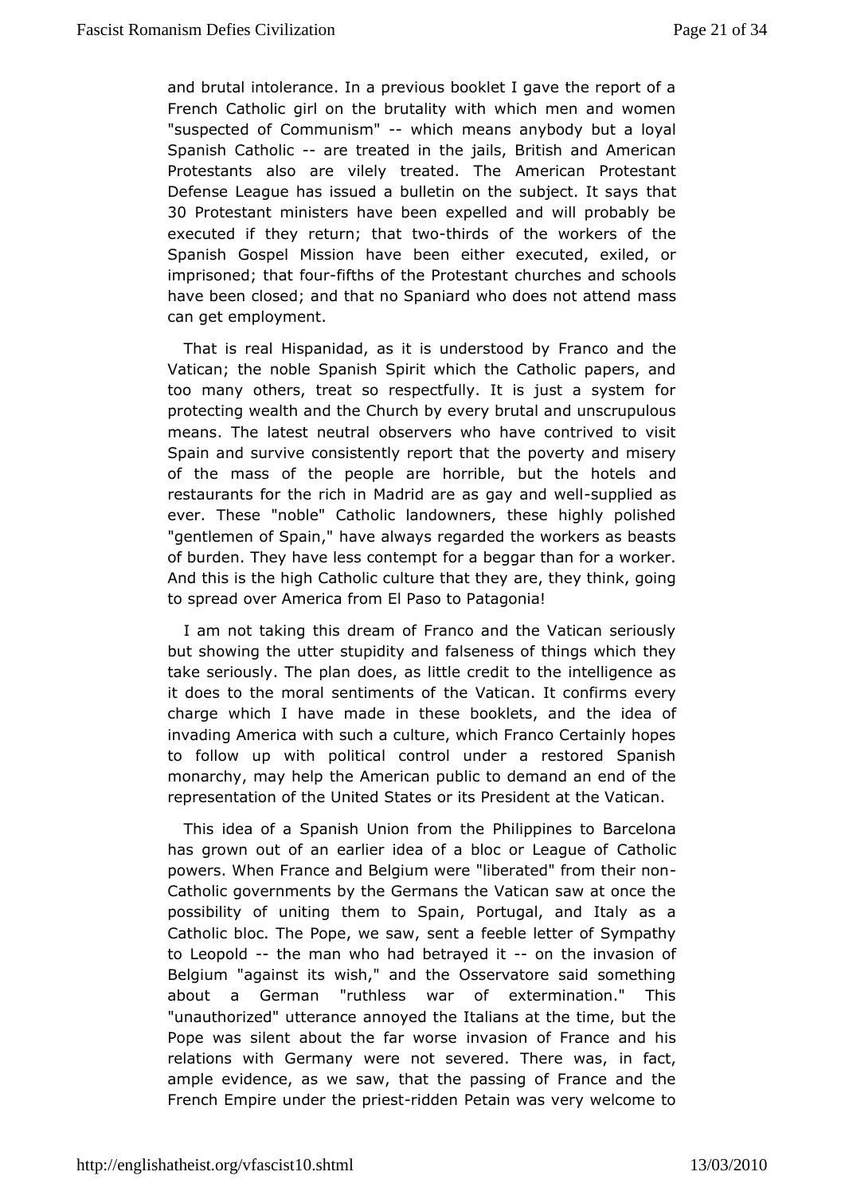and brutal intolerance. In a previous booklet I gave the report of a French Catholic girl on the brutality with which men and women "suspected of Communism" -- which means anybody but a loyal Spanish Catholic -- are treated in the jails, British and American Protestants also are vilely treated. The American Protestant Defense League has issued a bulletin on the subject. It says that 30 Protestant ministers have been expelled and will probably be executed if they return; that two-thirds of the workers of the Spanish Gospel Mission have been either executed, exiled, or imprisoned; that four-fifths of the Protestant churches and schools have been closed; and that no Spaniard who does not attend mass can get employment.

That is real Hispanidad, as it is understood by Franco and the Vatican; the noble Spanish Spirit which the Catholic papers, and too many others, treat so respectfully. It is just a system for protecting wealth and the Church by every brutal and unscrupulous means. The latest neutral observers who have contrived to visit Spain and survive consistently report that the poverty and misery of the mass of the people are horrible, but the hotels and restaurants for the rich in Madrid are as gay and well-supplied as ever. These "noble" Catholic landowners, these highly polished "gentlemen of Spain," have always regarded the workers as beasts of burden. They have less contempt for a beggar than for a worker. And this is the high Catholic culture that they are, they think, going to spread over America from El Paso to Patagonia!

I am not taking this dream of Franco and the Vatican seriously but showing the utter stupidity and falseness of things which they take seriously. The plan does, as little credit to the intelligence as it does to the moral sentiments of the Vatican. It confirms every charge which I have made in these booklets, and the idea of invading America with such a culture, which Franco Certainly hopes to follow up with political control under a restored Spanish monarchy, may help the American public to demand an end of the representation of the United States or its President at the Vatican.

This idea of a Spanish Union from the Philippines to Barcelona has grown out of an earlier idea of a bloc or League of Catholic powers. When France and Belgium were "liberated" from their non-Catholic governments by the Germans the Vatican saw at once the possibility of uniting them to Spain, Portugal, and Italy as a Catholic bloc. The Pope, we saw, sent a feeble letter of Sympathy to Leopold -- the man who had betrayed it -- on the invasion of Belgium "against its wish," and the Osservatore said something about a German "ruthless war of extermination." This "unauthorized" utterance annoyed the Italians at the time, but the Pope was silent about the far worse invasion of France and his relations with Germany were not severed. There was, in fact, ample evidence, as we saw, that the passing of France and the French Empire under the priest-ridden Petain was very welcome to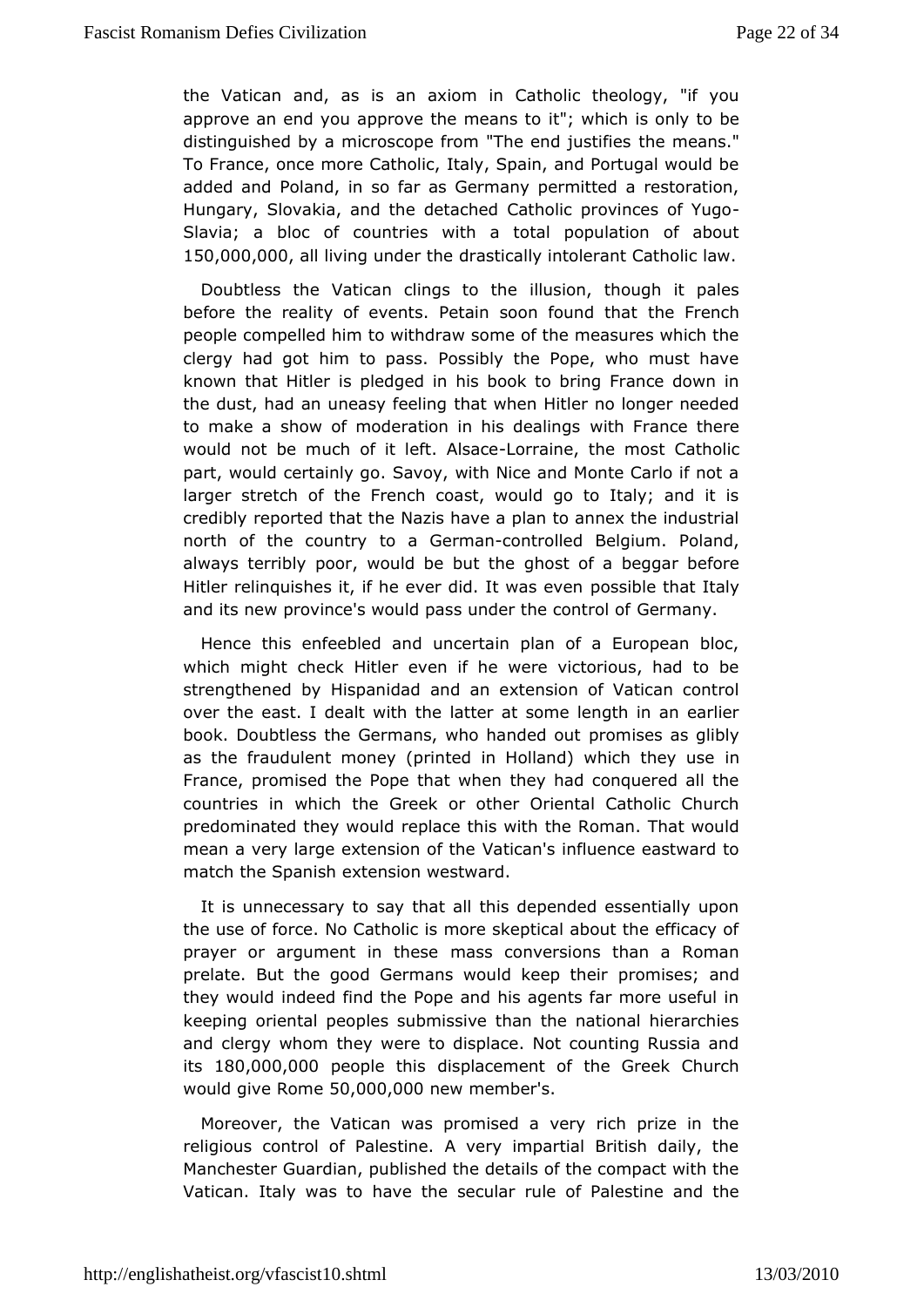the Vatican and, as is an axiom in Catholic theology, "if you approve an end you approve the means to it"; which is only to be distinguished by a microscope from "The end justifies the means." To France, once more Catholic, Italy, Spain, and Portugal would be added and Poland, in so far as Germany permitted a restoration, Hungary, Slovakia, and the detached Catholic provinces of Yugo-Slavia; a bloc of countries with a total population of about 150,000,000, all living under the drastically intolerant Catholic law.

Doubtless the Vatican clings to the illusion, though it pales before the reality of events. Petain soon found that the French people compelled him to withdraw some of the measures which the clergy had got him to pass. Possibly the Pope, who must have known that Hitler is pledged in his book to bring France down in the dust, had an uneasy feeling that when Hitler no longer needed to make a show of moderation in his dealings with France there would not be much of it left. Alsace-Lorraine, the most Catholic part, would certainly go. Savoy, with Nice and Monte Carlo if not a larger stretch of the French coast, would go to Italy; and it is credibly reported that the Nazis have a plan to annex the industrial north of the country to a German-controlled Belgium. Poland, always terribly poor, would be but the ghost of a beggar before Hitler relinquishes it, if he ever did. It was even possible that Italy and its new province's would pass under the control of Germany.

Hence this enfeebled and uncertain plan of a European bloc, which might check Hitler even if he were victorious, had to be strengthened by Hispanidad and an extension of Vatican control over the east. I dealt with the latter at some length in an earlier book. Doubtless the Germans, who handed out promises as glibly as the fraudulent money (printed in Holland) which they use in France, promised the Pope that when they had conquered all the countries in which the Greek or other Oriental Catholic Church predominated they would replace this with the Roman. That would mean a very large extension of the Vatican's influence eastward to match the Spanish extension westward.

It is unnecessary to say that all this depended essentially upon the use of force. No Catholic is more skeptical about the efficacy of prayer or argument in these mass conversions than a Roman prelate. But the good Germans would keep their promises; and they would indeed find the Pope and his agents far more useful in keeping oriental peoples submissive than the national hierarchies and clergy whom they were to displace. Not counting Russia and its 180,000,000 people this displacement of the Greek Church would give Rome 50,000,000 new member's.

Moreover, the Vatican was promised a very rich prize in the religious control of Palestine. A very impartial British daily, the Manchester Guardian, published the details of the compact with the Vatican. Italy was to have the secular rule of Palestine and the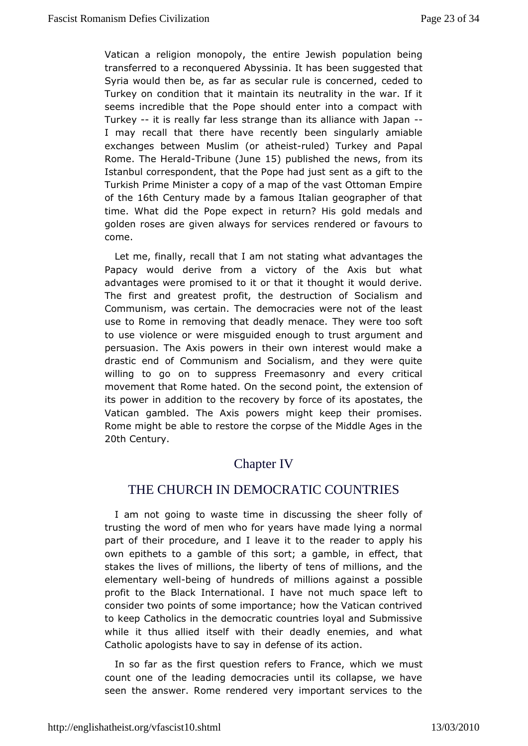Vatican a religion monopoly, the entire Jewish population being transferred to a reconquered Abyssinia. It has been suggested that Syria would then be, as far as secular rule is concerned, ceded to Turkey on condition that it maintain its neutrality in the war. If it seems incredible that the Pope should enter into a compact with Turkey -- it is really far less strange than its alliance with Japan -- I may recall that there have recently been singularly amiable exchanges between Muslim (or atheist-ruled) Turkey and Papal Rome. The Herald-Tribune (June 15) published the news, from its Istanbul correspondent, that the Pope had just sent as a gift to the Turkish Prime Minister a copy of a map of the vast Ottoman Empire of the 16th Century made by a famous Italian geographer of that time. What did the Pope expect in return? His gold medals and golden roses are given always for services rendered or favours to come.

Let me, finally, recall that I am not stating what advantages the Papacy would derive from a victory of the Axis but what advantages were promised to it or that it thought it would derive. The first and greatest profit, the destruction of Socialism and Communism, was certain. The democracies were not of the least use to Rome in removing that deadly menace. They were too soft to use violence or were misguided enough to trust argument and persuasion. The Axis powers in their own interest would make a drastic end of Communism and Socialism, and they were quite willing to go on to suppress Freemasonry and every critical movement that Rome hated. On the second point, the extension of its power in addition to the recovery by force of its apostates, the Vatican gambled. The Axis powers might keep their promises. Rome might be able to restore the corpse of the Middle Ages in the 20th Century.

## Chapter IV

## THE CHURCH IN DEMOCRATIC COUNTRIES

I am not going to waste time in discussing the sheer folly of trusting the word of men who for years have made lying a normal part of their procedure, and I leave it to the reader to apply his own epithets to a gamble of this sort; a gamble, in effect, that stakes the lives of millions, the liberty of tens of millions, and the elementary well-being of hundreds of millions against a possible profit to the Black International. I have not much space left to consider two points of some importance; how the Vatican contrived to keep Catholics in the democratic countries loyal and Submissive while it thus allied itself with their deadly enemies, and what Catholic apologists have to say in defense of its action.

In so far as the first question refers to France, which we must count one of the leading democracies until its collapse, we have seen the answer. Rome rendered very important services to the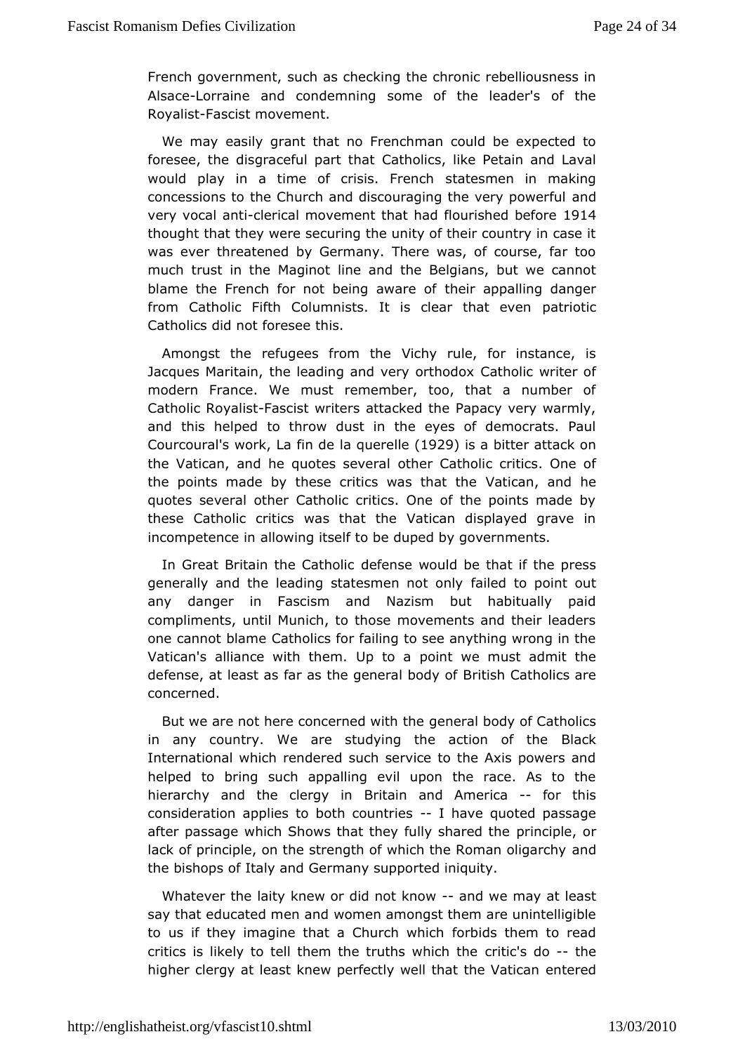French government, such as checking the chronic rebelliousness in Alsace-Lorraine and condemning some of the leader's of the Royalist-Fascist movement.

We may easily grant that no Frenchman could be expected to foresee, the disgraceful part that Catholics, like Petain and Laval would play in a time of crisis. French statesmen in making concessions to the Church and discouraging the very powerful and very vocal anti-clerical movement that had flourished before 1914 thought that they were securing the unity of their country in case it was ever threatened by Germany. There was, of course, far too much trust in the Maginot line and the Belgians, but we cannot blame the French for not being aware of their appalling danger from Catholic Fifth Columnists. It is clear that even patriotic Catholics did not foresee this.

Amongst the refugees from the Vichy rule, for instance, is Jacques Maritain, the leading and very orthodox Catholic writer of modern France. We must remember, too, that a number of Catholic Royalist-Fascist writers attacked the Papacy very warmly, and this helped to throw dust in the eyes of democrats. Paul Courcoural's work, La fin de la querelle (1929) is a bitter attack on the Vatican, and he quotes several other Catholic critics. One of the points made by these critics was that the Vatican, and he quotes several other Catholic critics. One of the points made by these Catholic critics was that the Vatican displayed grave in incompetence in allowing itself to be duped by governments.

In Great Britain the Catholic defense would be that if the press generally and the leading statesmen not only failed to point out any danger in Fascism and Nazism but habitually paid compliments, until Munich, to those movements and their leaders one cannot blame Catholics for failing to see anything wrong in the Vatican's alliance with them. Up to a point we must admit the defense, at least as far as the general body of British Catholics are concerned.

But we are not here concerned with the general body of Catholics in any country. We are studying the action of the Black International which rendered such service to the Axis powers and helped to bring such appalling evil upon the race. As to the hierarchy and the clergy in Britain and America -- for this consideration applies to both countries -- I have quoted passage after passage which Shows that they fully shared the principle, or lack of principle, on the strength of which the Roman oligarchy and the bishops of Italy and Germany supported iniquity.

Whatever the laity knew or did not know -- and we may at least say that educated men and women amongst them are unintelligible to us if they imagine that a Church which forbids them to read critics is likely to tell them the truths which the critic's do -- the higher clergy at least knew perfectly well that the Vatican entered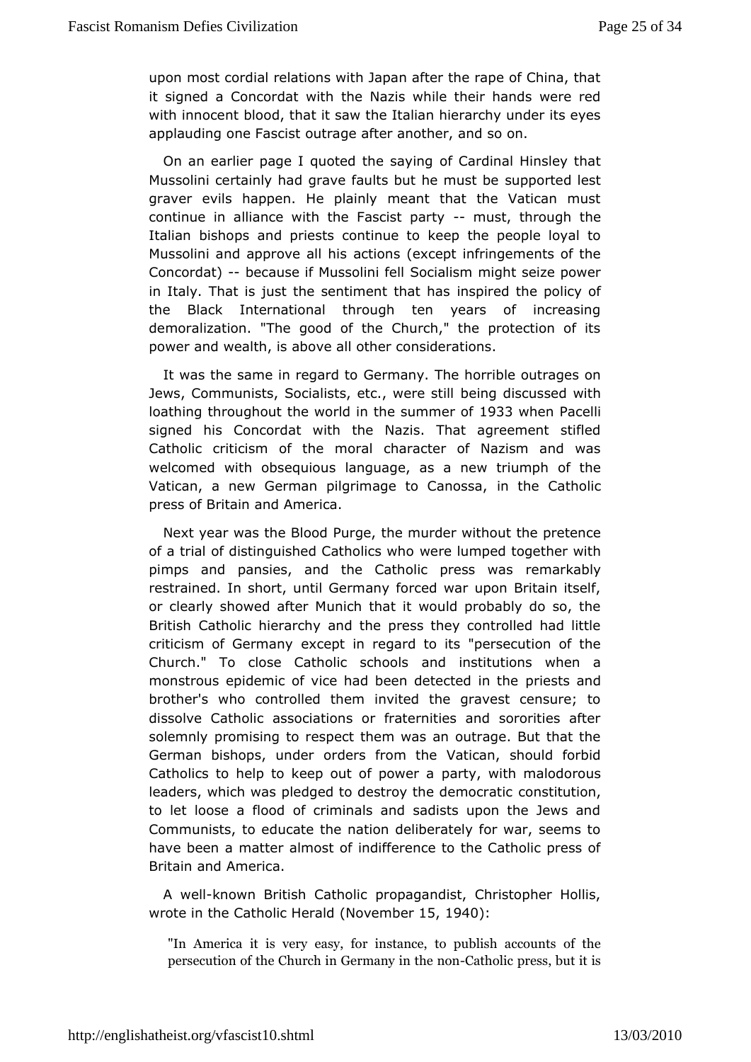upon most cordial relations with Japan after the rape of China, that it signed a Concordat with the Nazis while their hands were red with innocent blood, that it saw the Italian hierarchy under its eyes applauding one Fascist outrage after another, and so on.

On an earlier page I quoted the saying of Cardinal Hinsley that Mussolini certainly had grave faults but he must be supported lest graver evils happen. He plainly meant that the Vatican must continue in alliance with the Fascist party -- must, through the Italian bishops and priests continue to keep the people loyal to Mussolini and approve all his actions (except infringements of the Concordat) -- because if Mussolini fell Socialism might seize power in Italy. That is just the sentiment that has inspired the policy of the Black International through ten years of increasing demoralization. "The good of the Church," the protection of its power and wealth, is above all other considerations.

It was the same in regard to Germany. The horrible outrages on Jews, Communists, Socialists, etc., were still being discussed with loathing throughout the world in the summer of 1933 when Pacelli signed his Concordat with the Nazis. That agreement stifled Catholic criticism of the moral character of Nazism and was welcomed with obsequious language, as a new triumph of the Vatican, a new German pilgrimage to Canossa, in the Catholic press of Britain and America.

Next year was the Blood Purge, the murder without the pretence of a trial of distinguished Catholics who were lumped together with pimps and pansies, and the Catholic press was remarkably restrained. In short, until Germany forced war upon Britain itself, or clearly showed after Munich that it would probably do so, the British Catholic hierarchy and the press they controlled had little criticism of Germany except in regard to its "persecution of the Church." To close Catholic schools and institutions when a monstrous epidemic of vice had been detected in the priests and brother's who controlled them invited the gravest censure; to dissolve Catholic associations or fraternities and sororities after solemnly promising to respect them was an outrage. But that the German bishops, under orders from the Vatican, should forbid Catholics to help to keep out of power a party, with malodorous leaders, which was pledged to destroy the democratic constitution, to let loose a flood of criminals and sadists upon the Jews and Communists, to educate the nation deliberately for war, seems to have been a matter almost of indifference to the Catholic press of Britain and America.

A well-known British Catholic propagandist, Christopher Hollis, wrote in the Catholic Herald (November 15, 1940):

> "In America it is very easy, for instance, to publish accounts of the persecution of the Church in Germany in the non-Catholic press, but it is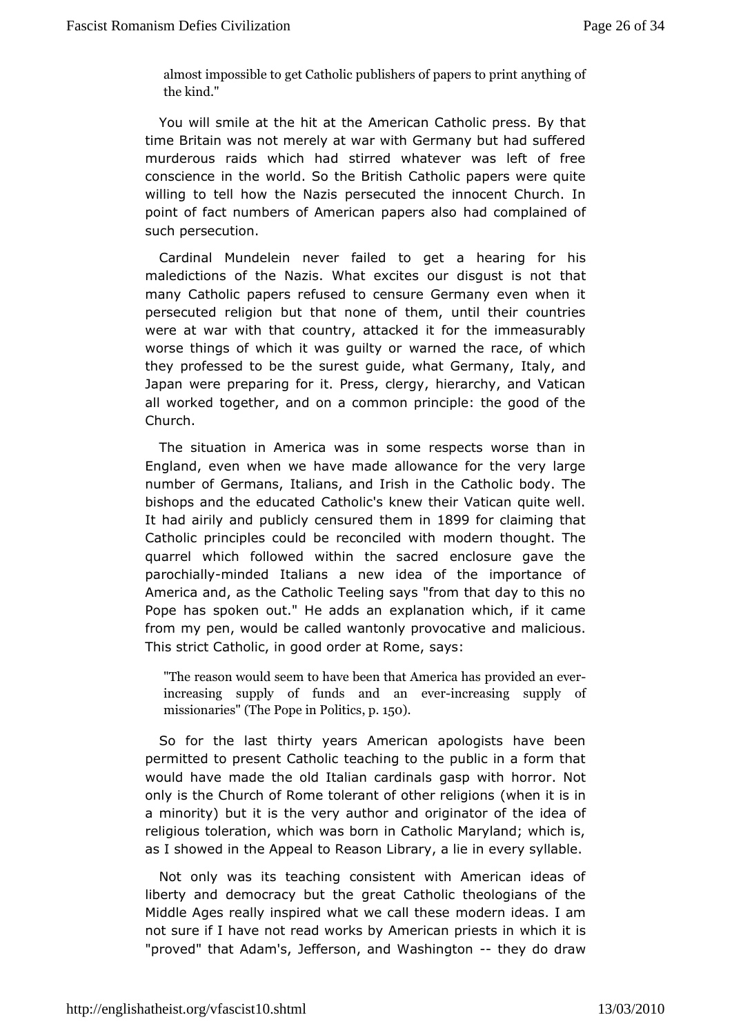> almost impossible to get Catholic publishers of papers to print anything of the kind."

You will smile at the hit at the American Catholic press. By that time Britain was not merely at war with Germany but had suffered murderous raids which had stirred whatever was left of free conscience in the world. So the British Catholic papers were quite willing to tell how the Nazis persecuted the innocent Church. In point of fact numbers of American papers also had complained of such persecution.

Cardinal Mundelein never failed to get a hearing for his maledictions of the Nazis. What excites our disgust is not that many Catholic papers refused to censure Germany even when it persecuted religion but that none of them, until their countries were at war with that country, attacked it for the immeasurably worse things of which it was guilty or warned the race, of which they professed to be the surest guide, what Germany, Italy, and Japan were preparing for it. Press, clergy, hierarchy, and Vatican all worked together, and on a common principle: the good of the Church.

The situation in America was in some respects worse than in England, even when we have made allowance for the very large number of Germans, Italians, and Irish in the Catholic body. The bishops and the educated Catholic's knew their Vatican quite well. It had airily and publicly censured them in 1899 for claiming that Catholic principles could be reconciled with modern thought. The quarrel which followed within the sacred enclosure gave the parochially-minded Italians a new idea of the importance of America and, as the Catholic Teeling says "from that day to this no Pope has spoken out." He adds an explanation which, if it came from my pen, would be called wantonly provocative and malicious. This strict Catholic, in good order at Rome, says:

> "The reason would seem to have been that America has provided an ever-increasing supply of funds and an ever-increasing supply of missionaries" (The Pope in Politics, p. 150).

So for the last thirty years American apologists have been permitted to present Catholic teaching to the public in a form that would have made the old Italian cardinals gasp with horror. Not only is the Church of Rome tolerant of other religions (when it is in a minority) but it is the very author and originator of the idea of religious toleration, which was born in Catholic Maryland; which is, as I showed in the Appeal to Reason Library, a lie in every syllable.

Not only was its teaching consistent with American ideas of liberty and democracy but the great Catholic theologians of the Middle Ages really inspired what we call these modern ideas. I am not sure if I have not read works by American priests in which it is "proved" that Adam's, Jefferson, and Washington -- they do draw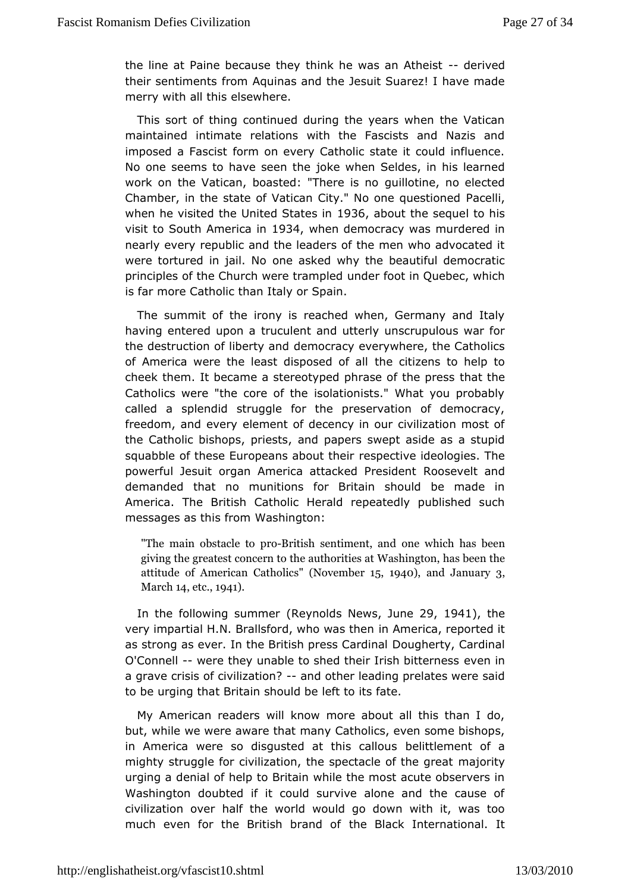the line at Paine because they think he was an Atheist -- derived their sentiments from Aquinas and the Jesuit Suarez! I have made merry with all this elsewhere.

This sort of thing continued during the years when the Vatican maintained intimate relations with the Fascists and Nazis and imposed a Fascist form on every Catholic state it could influence. No one seems to have seen the joke when Seldes, in his learned work on the Vatican, boasted: "There is no guillotine, no elected Chamber, in the state of Vatican City." No one questioned Pacelli, when he visited the United States in 1936, about the sequel to his visit to South America in 1934, when democracy was murdered in nearly every republic and the leaders of the men who advocated it were tortured in jail. No one asked why the beautiful democratic principles of the Church were trampled under foot in Quebec, which is far more Catholic than Italy or Spain.

The summit of the irony is reached when, Germany and Italy having entered upon a truculent and utterly unscrupulous war for the destruction of liberty and democracy everywhere, the Catholics of America were the least disposed of all the citizens to help to cheek them. It became a stereotyped phrase of the press that the Catholics were "the core of the isolationists." What you probably called a splendid struggle for the preservation of democracy, freedom, and every element of decency in our civilization most of the Catholic bishops, priests, and papers swept aside as a stupid squabble of these Europeans about their respective ideologies. The powerful Jesuit organ America attacked President Roosevelt and demanded that no munitions for Britain should be made in America. The British Catholic Herald repeatedly published such messages as this from Washington:

> "The main obstacle to pro-British sentiment, and one which has been giving the greatest concern to the authorities at Washington, has been the attitude of American Catholics" (November 15, 1940), and January 3, March 14, etc., 1941).

In the following summer (Reynolds News, June 29, 1941), the very impartial H.N. Brallsford, who was then in America, reported it as strong as ever. In the British press Cardinal Dougherty, Cardinal O'Connell -- were they unable to shed their Irish bitterness even in a grave crisis of civilization? -- and other leading prelates were said to be urging that Britain should be left to its fate.

My American readers will know more about all this than I do, but, while we were aware that many Catholics, even some bishops, in America were so disgusted at this callous belittlement of a mighty struggle for civilization, the spectacle of the great majority urging a denial of help to Britain while the most acute observers in Washington doubted if it could survive alone and the cause of civilization over half the world would go down with it, was too much even for the British brand of the Black International. It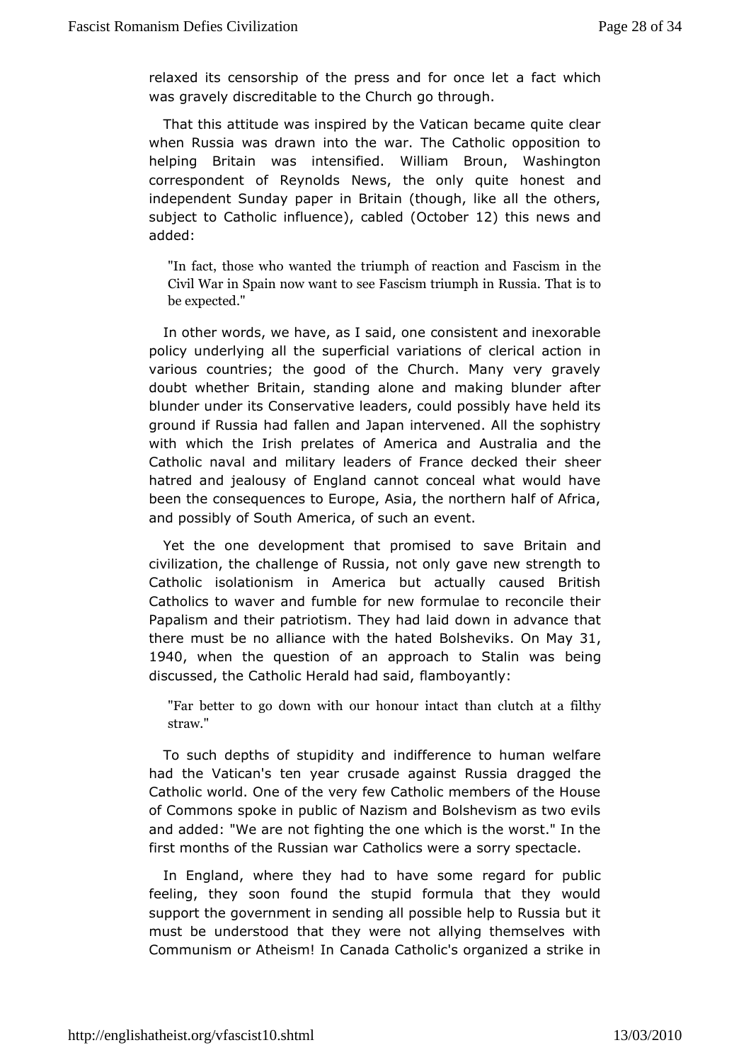relaxed its censorship of the press and for once let a fact which was gravely discreditable to the Church go through.

That this attitude was inspired by the Vatican became quite clear when Russia was drawn into the war. The Catholic opposition to helping Britain was intensified. William Broun, Washington correspondent of Reynolds News, the only quite honest and independent Sunday paper in Britain (though, like all the others, subject to Catholic influence), cabled (October 12) this news and added:

> "In fact, those who wanted the triumph of reaction and Fascism in the Civil War in Spain now want to see Fascism triumph in Russia. That is to be expected."

In other words, we have, as I said, one consistent and inexorable policy underlying all the superficial variations of clerical action in various countries; the good of the Church. Many very gravely doubt whether Britain, standing alone and making blunder after blunder under its Conservative leaders, could possibly have held its ground if Russia had fallen and Japan intervened. All the sophistry with which the Irish prelates of America and Australia and the Catholic naval and military leaders of France decked their sheer hatred and jealousy of England cannot conceal what would have been the consequences to Europe, Asia, the northern half of Africa, and possibly of South America, of such an event.

Yet the one development that promised to save Britain and civilization, the challenge of Russia, not only gave new strength to Catholic isolationism in America but actually caused British Catholics to waver and fumble for new formulae to reconcile their Papalism and their patriotism. They had laid down in advance that there must be no alliance with the hated Bolsheviks. On May 31, 1940, when the question of an approach to Stalin was being discussed, the Catholic Herald had said, flamboyantly:

> "Far better to go down with our honour intact than clutch at a filthy straw."

To such depths of stupidity and indifference to human welfare had the Vatican's ten year crusade against Russia dragged the Catholic world. One of the very few Catholic members of the House of Commons spoke in public of Nazism and Bolshevism as two evils and added: "We are not fighting the one which is the worst." In the first months of the Russian war Catholics were a sorry spectacle.

In England, where they had to have some regard for public feeling, they soon found the stupid formula that they would support the government in sending all possible help to Russia but it must be understood that they were not allying themselves with Communism or Atheism! In Canada Catholic's organized a strike in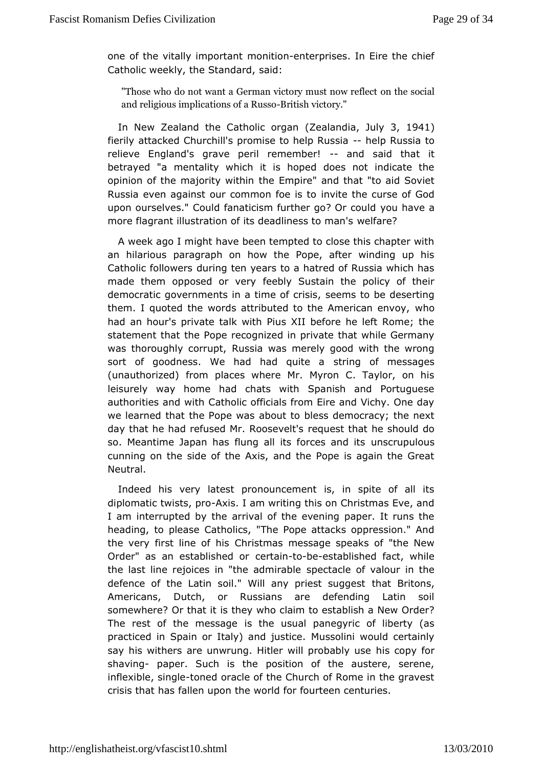one of the vitally important monition-enterprises. In Eire the chief Catholic weekly, the Standard, said:

> "Those who do not want a German victory must now reflect on the social and religious implications of a Russo-British victory."

In New Zealand the Catholic organ (Zealandia, July 3, 1941) fierily attacked Churchill's promise to help Russia -- help Russia to relieve England's grave peril remember! -- and said that it betrayed "a mentality which it is hoped does not indicate the opinion of the majority within the Empire" and that "to aid Soviet Russia even against our common foe is to invite the curse of God upon ourselves." Could fanaticism further go? Or could you have a more flagrant illustration of its deadliness to man's welfare?

A week ago I might have been tempted to close this chapter with an hilarious paragraph on how the Pope, after winding up his Catholic followers during ten years to a hatred of Russia which has made them opposed or very feebly Sustain the policy of their democratic governments in a time of crisis, seems to be deserting them. I quoted the words attributed to the American envoy, who had an hour's private talk with Pius XII before he left Rome; the statement that the Pope recognized in private that while Germany was thoroughly corrupt, Russia was merely good with the wrong sort of goodness. We had had quite a string of messages (unauthorized) from places where Mr. Myron C. Taylor, on his leisurely way home had chats with Spanish and Portuguese authorities and with Catholic officials from Eire and Vichy. One day we learned that the Pope was about to bless democracy; the next day that he had refused Mr. Roosevelt's request that he should do so. Meantime Japan has flung all its forces and its unscrupulous cunning on the side of the Axis, and the Pope is again the Great Neutral.

Indeed his very latest pronouncement is, in spite of all its diplomatic twists, pro-Axis. I am writing this on Christmas Eve, and I am interrupted by the arrival of the evening paper. It runs the heading, to please Catholics, "The Pope attacks oppression." And the very first line of his Christmas message speaks of "the New Order" as an established or certain-to-be-established fact, while the last line rejoices in "the admirable spectacle of valour in the defence of the Latin soil." Will any priest suggest that Britons, Americans, Dutch, or Russians are defending Latin soil somewhere? Or that it is they who claim to establish a New Order? The rest of the message is the usual panegyric of liberty (as practiced in Spain or Italy) and justice. Mussolini would certainly say his withers are unwrung. Hitler will probably use his copy for shaving- paper. Such is the position of the austere, serene, inflexible, single-toned oracle of the Church of Rome in the gravest crisis that has fallen upon the world for fourteen centuries.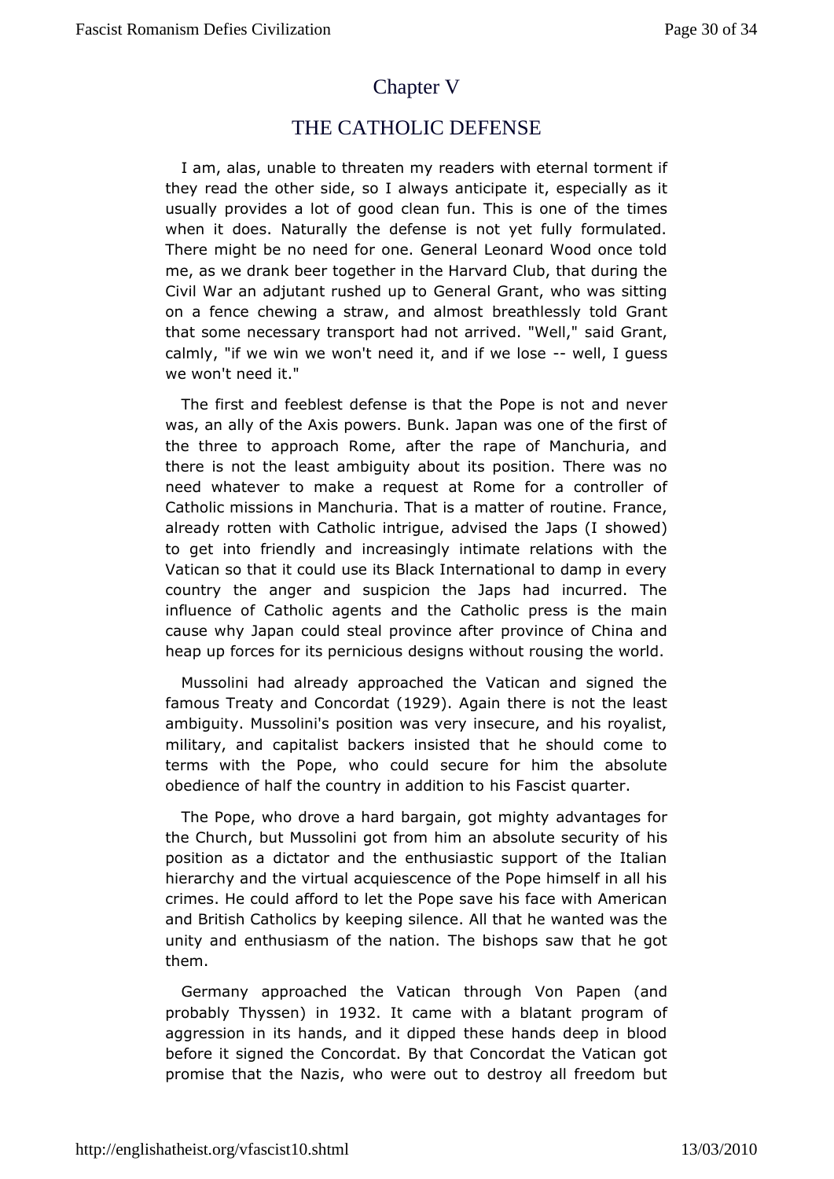# Chapter V

## THE CATHOLIC DEFENSE

I am, alas, unable to threaten my readers with eternal torment if they read the other side, so I always anticipate it, especially as it usually provides a lot of good clean fun. This is one of the times when it does. Naturally the defense is not yet fully formulated. There might be no need for one. General Leonard Wood once told me, as we drank beer together in the Harvard Club, that during the Civil War an adjutant rushed up to General Grant, who was sitting on a fence chewing a straw, and almost breathlessly told Grant that some necessary transport had not arrived. "Well," said Grant, calmly, "if we win we won't need it, and if we lose -- well, I guess we won't need it."

The first and feeblest defense is that the Pope is not and never was, an ally of the Axis powers. Bunk. Japan was one of the first of the three to approach Rome, after the rape of Manchuria, and there is not the least ambiguity about its position. There was no need whatever to make a request at Rome for a controller of Catholic missions in Manchuria. That is a matter of routine. France, already rotten with Catholic intrigue, advised the Japs (I showed) to get into friendly and increasingly intimate relations with the Vatican so that it could use its Black International to damp in every country the anger and suspicion the Japs had incurred. The influence of Catholic agents and the Catholic press is the main cause why Japan could steal province after province of China and heap up forces for its pernicious designs without rousing the world.

Mussolini had already approached the Vatican and signed the famous Treaty and Concordat (1929). Again there is not the least ambiguity. Mussolini's position was very insecure, and his royalist, military, and capitalist backers insisted that he should come to terms with the Pope, who could secure for him the absolute obedience of half the country in addition to his Fascist quarter.

The Pope, who drove a hard bargain, got mighty advantages for the Church, but Mussolini got from him an absolute security of his position as a dictator and the enthusiastic support of the Italian hierarchy and the virtual acquiescence of the Pope himself in all his crimes. He could afford to let the Pope save his face with American and British Catholics by keeping silence. All that he wanted was the unity and enthusiasm of the nation. The bishops saw that he got them.

Germany approached the Vatican through Von Papen (and probably Thyssen) in 1932. It came with a blatant program of aggression in its hands, and it dipped these hands deep in blood before it signed the Concordat. By that Concordat the Vatican got promise that the Nazis, who were out to destroy all freedom but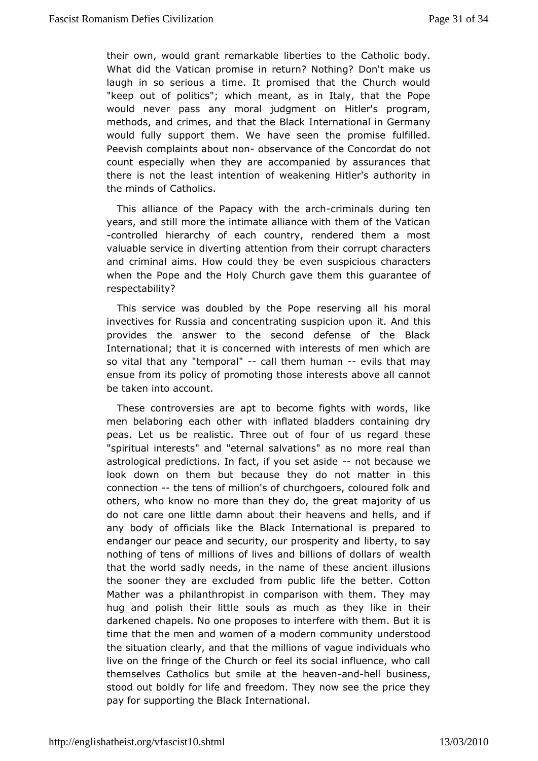their own, would grant remarkable liberties to the Catholic body. What did the Vatican promise in return? Nothing? Don't make us laugh in so serious a time. It promised that the Church would "keep out of politics"; which meant, as in Italy, that the Pope would never pass any moral judgment on Hitler's program, methods, and crimes, and that the Black International in Germany would fully support them. We have seen the promise fulfilled. Peevish complaints about non- observance of the Concordat do not count especially when they are accompanied by assurances that there is not the least intention of weakening Hitler's authority in the minds of Catholics.

This alliance of the Papacy with the arch-criminals during ten years, and still more the intimate alliance with them of the Vatican -controlled hierarchy of each country, rendered them a most valuable service in diverting attention from their corrupt characters and criminal aims. How could they be even suspicious characters when the Pope and the Holy Church gave them this guarantee of respectability?

This service was doubled by the Pope reserving all his moral invectives for Russia and concentrating suspicion upon it. And this provides the answer to the second defense of the Black International; that it is concerned with interests of men which are so vital that any "temporal" -- call them human -- evils that may ensue from its policy of promoting those interests above all cannot be taken into account.

These controversies are apt to become fights with words, like men belaboring each other with inflated bladders containing dry peas. Let us be realistic. Three out of four of us regard these "spiritual interests" and "eternal salvations" as no more real than astrological predictions. In fact, if you set aside -- not because we look down on them but because they do not matter in this connection -- the tens of million's of churchgoers, coloured folk and others, who know no more than they do, the great majority of us do not care one little damn about their heavens and hells, and if any body of officials like the Black International is prepared to endanger our peace and security, our prosperity and liberty, to say nothing of tens of millions of lives and billions of dollars of wealth that the world sadly needs, in the name of these ancient illusions the sooner they are excluded from public life the better. Cotton Mather was a philanthropist in comparison with them. They may hug and polish their little souls as much as they like in their darkened chapels. No one proposes to interfere with them. But it is time that the men and women of a modern community understood the situation clearly, and that the millions of vague individuals who live on the fringe of the Church or feel its social influence, who call themselves Catholics but smile at the heaven-and-hell business, stood out boldly for life and freedom. They now see the price they pay for supporting the Black International.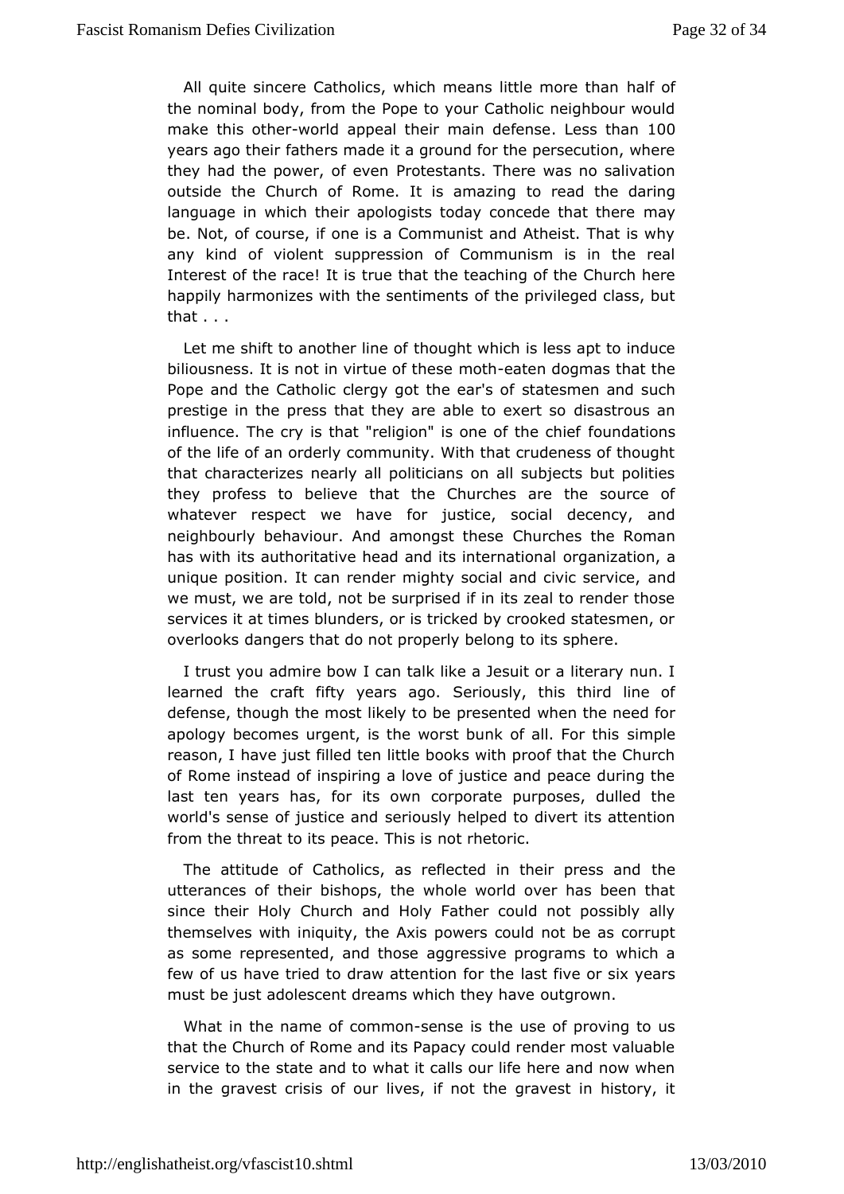All quite sincere Catholics, which means little more than half of the nominal body, from the Pope to your Catholic neighbour would make this other-world appeal their main defense. Less than 100 years ago their fathers made it a ground for the persecution, where they had the power, of even Protestants. There was no salivation outside the Church of Rome. It is amazing to read the daring language in which their apologists today concede that there may be. Not, of course, if one is a Communist and Atheist. That is why any kind of violent suppression of Communism is in the real Interest of the race! It is true that the teaching of the Church here happily harmonizes with the sentiments of the privileged class, but that . . .

Let me shift to another line of thought which is less apt to induce biliousness. It is not in virtue of these moth-eaten dogmas that the Pope and the Catholic clergy got the ear's of statesmen and such prestige in the press that they are able to exert so disastrous an influence. The cry is that "religion" is one of the chief foundations of the life of an orderly community. With that crudeness of thought that characterizes nearly all politicians on all subjects but polities they profess to believe that the Churches are the source of whatever respect we have for justice, social decency, and neighbourly behaviour. And amongst these Churches the Roman has with its authoritative head and its international organization, a unique position. It can render mighty social and civic service, and we must, we are told, not be surprised if in its zeal to render those services it at times blunders, or is tricked by crooked statesmen, or overlooks dangers that do not properly belong to its sphere.

I trust you admire bow I can talk like a Jesuit or a literary nun. I learned the craft fifty years ago. Seriously, this third line of defense, though the most likely to be presented when the need for apology becomes urgent, is the worst bunk of all. For this simple reason, I have just filled ten little books with proof that the Church of Rome instead of inspiring a love of justice and peace during the last ten years has, for its own corporate purposes, dulled the world's sense of justice and seriously helped to divert its attention from the threat to its peace. This is not rhetoric.

The attitude of Catholics, as reflected in their press and the utterances of their bishops, the whole world over has been that since their Holy Church and Holy Father could not possibly ally themselves with iniquity, the Axis powers could not be as corrupt as some represented, and those aggressive programs to which a few of us have tried to draw attention for the last five or six years must be just adolescent dreams which they have outgrown.

What in the name of common-sense is the use of proving to us that the Church of Rome and its Papacy could render most valuable service to the state and to what it calls our life here and now when in the gravest crisis of our lives, if not the gravest in history, it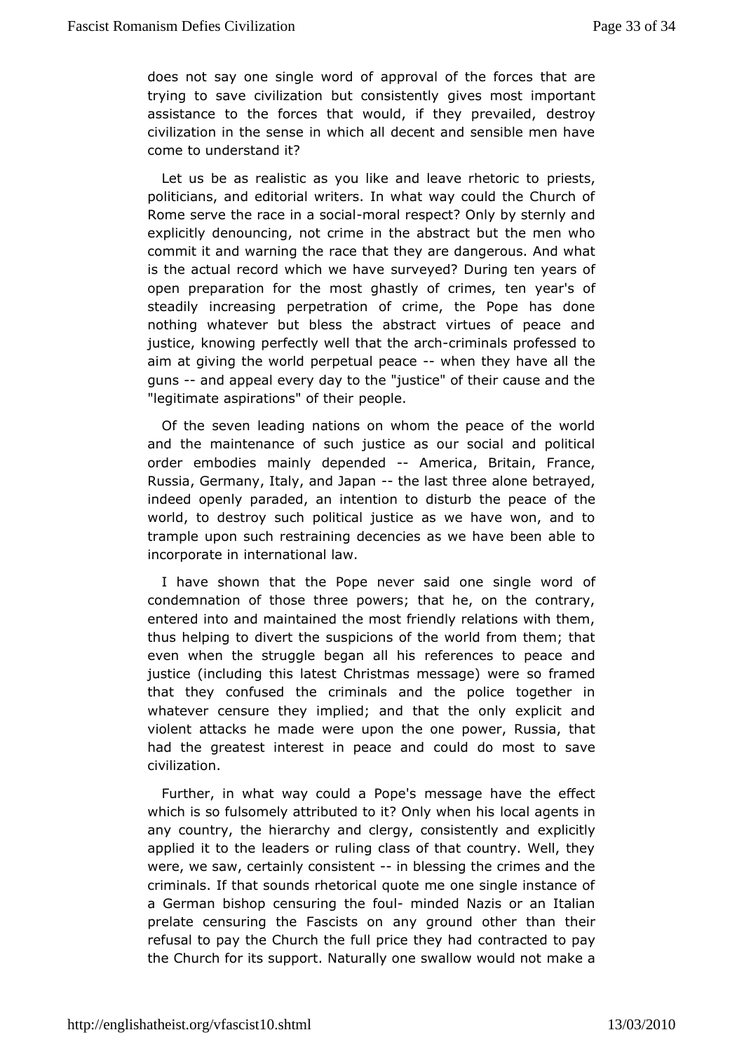does not say one single word of approval of the forces that are trying to save civilization but consistently gives most important assistance to the forces that would, if they prevailed, destroy civilization in the sense in which all decent and sensible men have come to understand it?

Let us be as realistic as you like and leave rhetoric to priests, politicians, and editorial writers. In what way could the Church of Rome serve the race in a social-moral respect? Only by sternly and explicitly denouncing, not crime in the abstract but the men who commit it and warning the race that they are dangerous. And what is the actual record which we have surveyed? During ten years of open preparation for the most ghastly of crimes, ten year's of steadily increasing perpetration of crime, the Pope has done nothing whatever but bless the abstract virtues of peace and justice, knowing perfectly well that the arch-criminals professed to aim at giving the world perpetual peace -- when they have all the guns -- and appeal every day to the "justice" of their cause and the "legitimate aspirations" of their people.

Of the seven leading nations on whom the peace of the world and the maintenance of such justice as our social and political order embodies mainly depended -- America, Britain, France, Russia, Germany, Italy, and Japan -- the last three alone betrayed, indeed openly paraded, an intention to disturb the peace of the world, to destroy such political justice as we have won, and to trample upon such restraining decencies as we have been able to incorporate in international law.

I have shown that the Pope never said one single word of condemnation of those three powers; that he, on the contrary, entered into and maintained the most friendly relations with them, thus helping to divert the suspicions of the world from them; that even when the struggle began all his references to peace and justice (including this latest Christmas message) were so framed that they confused the criminals and the police together in whatever censure they implied; and that the only explicit and violent attacks he made were upon the one power, Russia, that had the greatest interest in peace and could do most to save civilization.

Further, in what way could a Pope's message have the effect which is so fulsomely attributed to it? Only when his local agents in any country, the hierarchy and clergy, consistently and explicitly applied it to the leaders or ruling class of that country. Well, they were, we saw, certainly consistent -- in blessing the crimes and the criminals. If that sounds rhetorical quote me one single instance of a German bishop censuring the foul- minded Nazis or an Italian prelate censuring the Fascists on any ground other than their refusal to pay the Church the full price they had contracted to pay the Church for its support. Naturally one swallow would not make a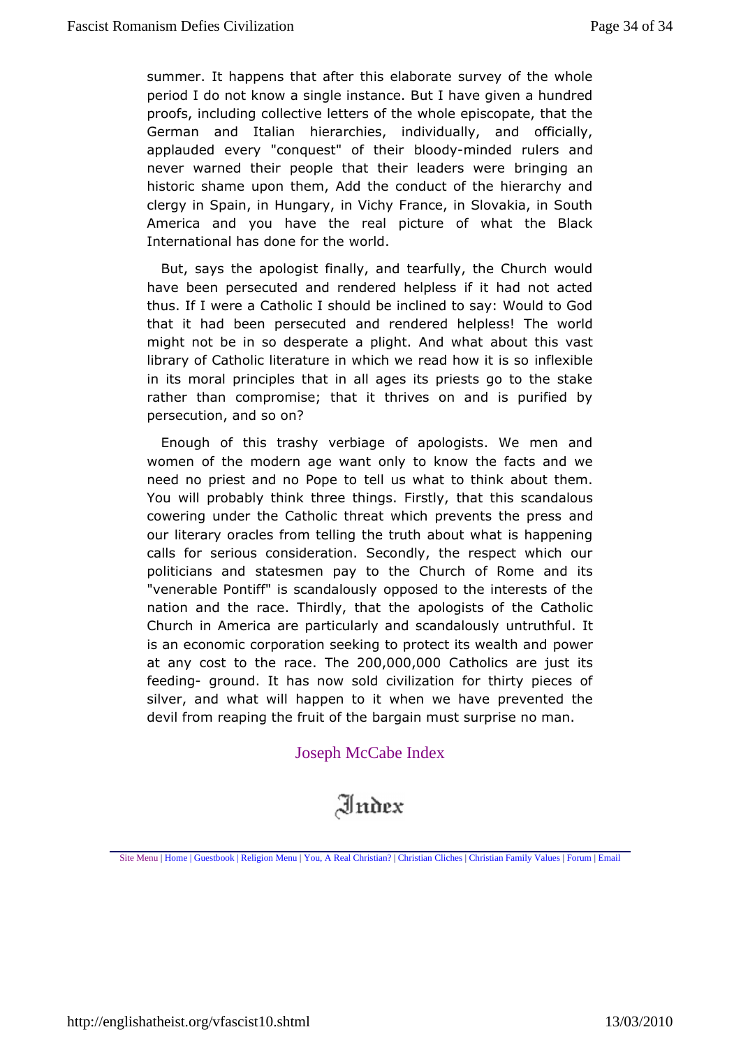summer. It happens that after this elaborate survey of the whole period I do not know a single instance. But I have given a hundred proofs, including collective letters of the whole episcopate, that the German and Italian hierarchies, individually, and officially, applauded every "conquest" of their bloody-minded rulers and never warned their people that their leaders were bringing an historic shame upon them, Add the conduct of the hierarchy and clergy in Spain, in Hungary, in Vichy France, in Slovakia, in South America and you have the real picture of what the Black International has done for the world.

But, says the apologist finally, and tearfully, the Church would have been persecuted and rendered helpless if it had not acted thus. If I were a Catholic I should be inclined to say: Would to God that it had been persecuted and rendered helpless! The world might not be in so desperate a plight. And what about this vast library of Catholic literature in which we read how it is so inflexible in its moral principles that in all ages its priests go to the stake rather than compromise; that it thrives on and is purified by persecution, and so on?

Enough of this trashy verbiage of apologists. We men and women of the modern age want only to know the facts and we need no priest and no Pope to tell us what to think about them. You will probably think three things. Firstly, that this scandalous cowering under the Catholic threat which prevents the press and our literary oracles from telling the truth about what is happening calls for serious consideration. Secondly, the respect which our politicians and statesmen pay to the Church of Rome and its "venerable Pontiff" is scandalously opposed to the interests of the nation and the race. Thirdly, that the apologists of the Catholic Church in America are particularly and scandalously untruthful. It is an economic corporation seeking to protect its wealth and power at any cost to the race. The 200,000,000 Catholics are just its feeding- ground. It has now sold civilization for thirty pieces of silver, and what will happen to it when we have prevented the devil from reaping the fruit of the bargain must surprise no man.

Joseph McCabe Index

Index

Site Menu | Home | Guestbook | Religion Menu | You, A Real Christian? | Christian Cliches | Christian Family Values | Forum | Email